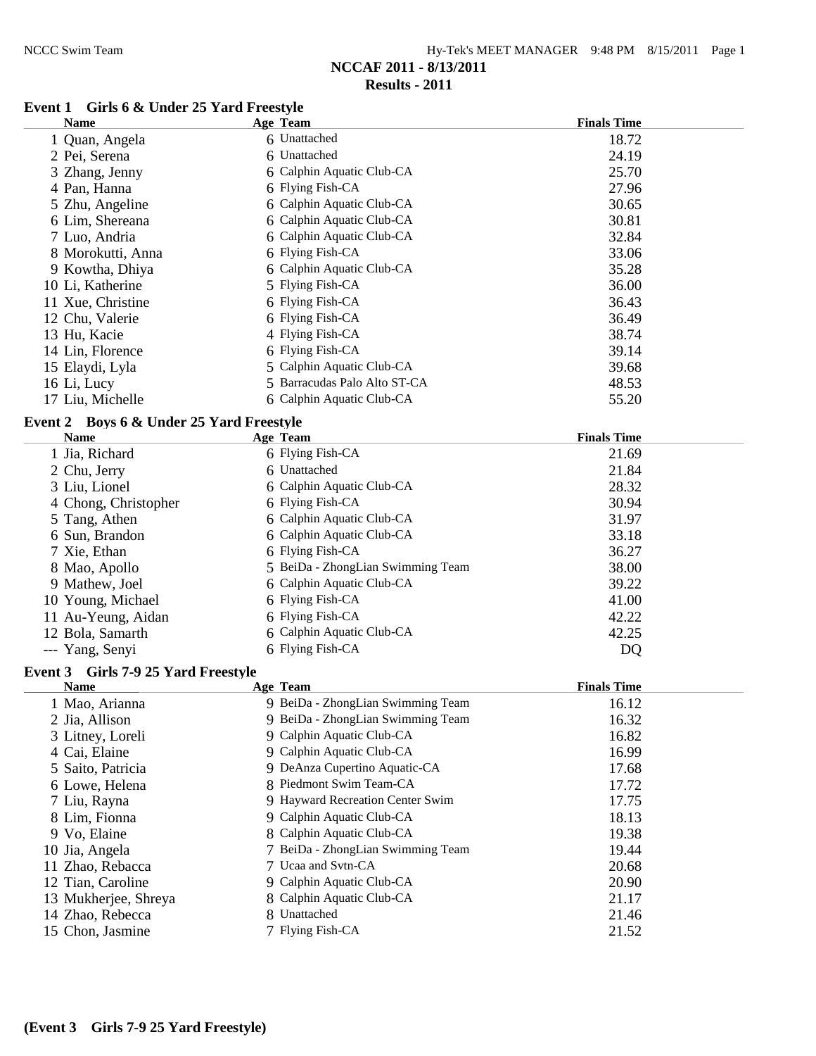# NCCAF 2011 - 8/13/2011

## Results - 2011

### Event 1 Girls 6 & Under 25 Yard Freestyle

| | Name | Age | Team | Finals Time |
|---|---|---|---|---|
| 1 | Quan, Angela | 6 | Unattached | 18.72 |
| 2 | Pei, Serena | 6 | Unattached | 24.19 |
| 3 | Zhang, Jenny | 6 | Calphin Aquatic Club-CA | 25.70 |
| 4 | Pan, Hanna | 6 | Flying Fish-CA | 27.96 |
| 5 | Zhu, Angeline | 6 | Calphin Aquatic Club-CA | 30.65 |
| 6 | Lim, Shereana | 6 | Calphin Aquatic Club-CA | 30.81 |
| 7 | Luo, Andria | 6 | Calphin Aquatic Club-CA | 32.84 |
| 8 | Morokutti, Anna | 6 | Flying Fish-CA | 33.06 |
| 9 | Kowtha, Dhiya | 6 | Calphin Aquatic Club-CA | 35.28 |
| 10 | Li, Katherine | 5 | Flying Fish-CA | 36.00 |
| 11 | Xue, Christine | 6 | Flying Fish-CA | 36.43 |
| 12 | Chu, Valerie | 6 | Flying Fish-CA | 36.49 |
| 13 | Hu, Kacie | 4 | Flying Fish-CA | 38.74 |
| 14 | Lin, Florence | 6 | Flying Fish-CA | 39.14 |
| 15 | Elaydi, Lyla | 5 | Calphin Aquatic Club-CA | 39.68 |
| 16 | Li, Lucy | 5 | Barracudas Palo Alto ST-CA | 48.53 |
| 17 | Liu, Michelle | 6 | Calphin Aquatic Club-CA | 55.20 |

### Event 2 Boys 6 & Under 25 Yard Freestyle

| | Name | Age | Team | Finals Time |
|---|---|---|---|---|
| 1 | Jia, Richard | 6 | Flying Fish-CA | 21.69 |
| 2 | Chu, Jerry | 6 | Unattached | 21.84 |
| 3 | Liu, Lionel | 6 | Calphin Aquatic Club-CA | 28.32 |
| 4 | Chong, Christopher | 6 | Flying Fish-CA | 30.94 |
| 5 | Tang, Athen | 6 | Calphin Aquatic Club-CA | 31.97 |
| 6 | Sun, Brandon | 6 | Calphin Aquatic Club-CA | 33.18 |
| 7 | Xie, Ethan | 6 | Flying Fish-CA | 36.27 |
| 8 | Mao, Apollo | 5 | BeiDa - ZhongLian Swimming Team | 38.00 |
| 9 | Mathew, Joel | 6 | Calphin Aquatic Club-CA | 39.22 |
| 10 | Young, Michael | 6 | Flying Fish-CA | 41.00 |
| 11 | Au-Yeung, Aidan | 6 | Flying Fish-CA | 42.22 |
| 12 | Bola, Samarth | 6 | Calphin Aquatic Club-CA | 42.25 |
| --- | Yang, Senyi | 6 | Flying Fish-CA | DQ |

### Event 3 Girls 7-9 25 Yard Freestyle

| | Name | Age | Team | Finals Time |
|---|---|---|---|---|
| 1 | Mao, Arianna | 9 | BeiDa - ZhongLian Swimming Team | 16.12 |
| 2 | Jia, Allison | 9 | BeiDa - ZhongLian Swimming Team | 16.32 |
| 3 | Litney, Loreli | 9 | Calphin Aquatic Club-CA | 16.82 |
| 4 | Cai, Elaine | 9 | Calphin Aquatic Club-CA | 16.99 |
| 5 | Saito, Patricia | 9 | DeAnza Cupertino Aquatic-CA | 17.68 |
| 6 | Lowe, Helena | 8 | Piedmont Swim Team-CA | 17.72 |
| 7 | Liu, Rayna | 9 | Hayward Recreation Center Swim | 17.75 |
| 8 | Lim, Fionna | 9 | Calphin Aquatic Club-CA | 18.13 |
| 9 | Vo, Elaine | 8 | Calphin Aquatic Club-CA | 19.38 |
| 10 | Jia, Angela | 7 | BeiDa - ZhongLian Swimming Team | 19.44 |
| 11 | Zhao, Rebacca | 7 | Ucaa and Svtn-CA | 20.68 |
| 12 | Tian, Caroline | 9 | Calphin Aquatic Club-CA | 20.90 |
| 13 | Mukherjee, Shreya | 8 | Calphin Aquatic Club-CA | 21.17 |
| 14 | Zhao, Rebecca | 8 | Unattached | 21.46 |
| 15 | Chon, Jasmine | 7 | Flying Fish-CA | 21.52 |

**(Event 3 Girls 7-9 25 Yard Freestyle)**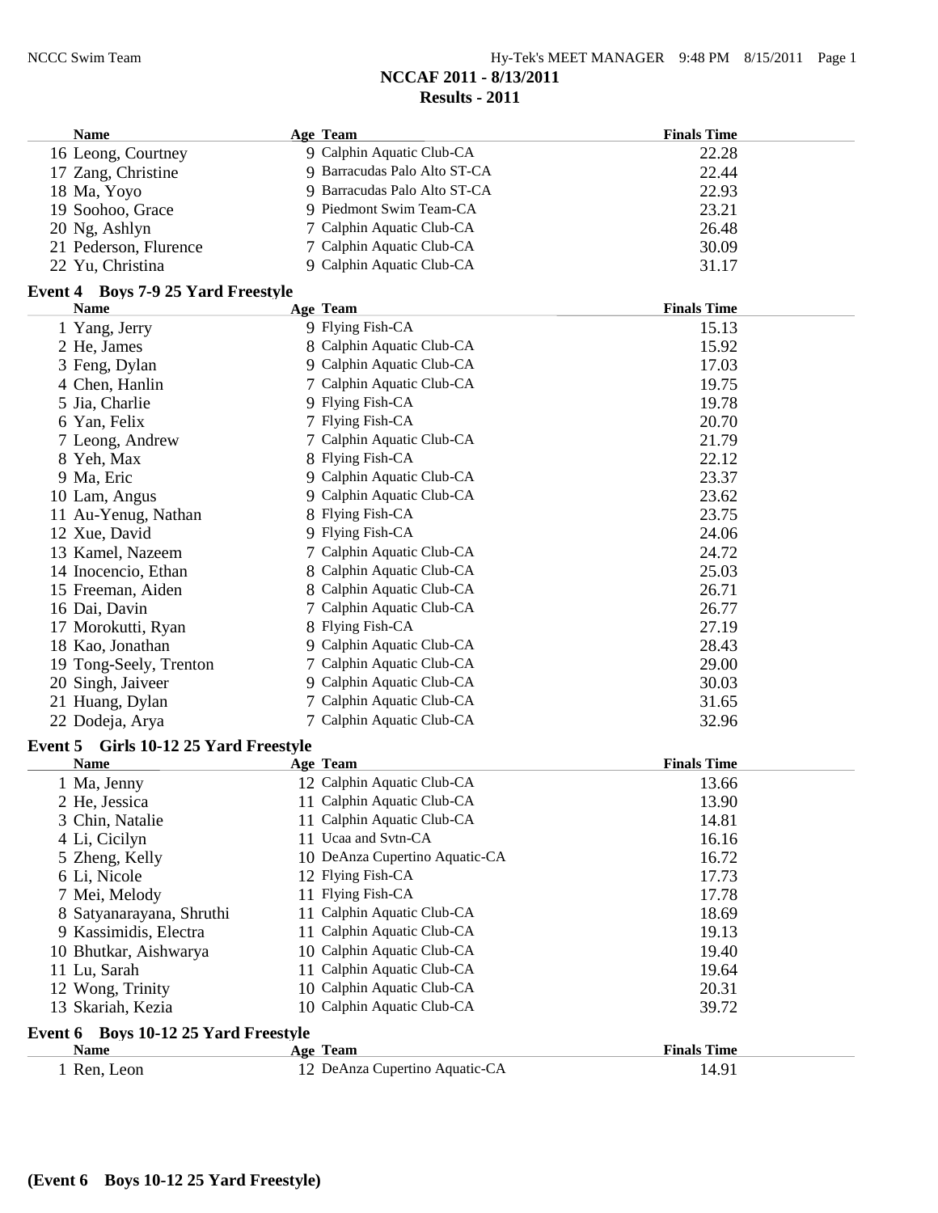# NCCAF 2011 - 8/13/2011

## Results - 2011

| Name | Age | Team | Finals Time |
|---|---|---|---|
| 16 Leong, Courtney | 9 | Calphin Aquatic Club-CA | 22.28 |
| 17 Zang, Christine | 9 | Barracudas Palo Alto ST-CA | 22.44 |
| 18 Ma, Yoyo | 9 | Barracudas Palo Alto ST-CA | 22.93 |
| 19 Soohoo, Grace | 9 | Piedmont Swim Team-CA | 23.21 |
| 20 Ng, Ashlyn | 7 | Calphin Aquatic Club-CA | 26.48 |
| 21 Pederson, Flurence | 7 | Calphin Aquatic Club-CA | 30.09 |
| 22 Yu, Christina | 9 | Calphin Aquatic Club-CA | 31.17 |

### Event 4 Boys 7-9 25 Yard Freestyle

| Name | Age | Team | Finals Time |
|---|---|---|---|
| 1 Yang, Jerry | 9 | Flying Fish-CA | 15.13 |
| 2 He, James | 8 | Calphin Aquatic Club-CA | 15.92 |
| 3 Feng, Dylan | 9 | Calphin Aquatic Club-CA | 17.03 |
| 4 Chen, Hanlin | 7 | Calphin Aquatic Club-CA | 19.75 |
| 5 Jia, Charlie | 9 | Flying Fish-CA | 19.78 |
| 6 Yan, Felix | 7 | Flying Fish-CA | 20.70 |
| 7 Leong, Andrew | 7 | Calphin Aquatic Club-CA | 21.79 |
| 8 Yeh, Max | 8 | Flying Fish-CA | 22.12 |
| 9 Ma, Eric | 9 | Calphin Aquatic Club-CA | 23.37 |
| 10 Lam, Angus | 9 | Calphin Aquatic Club-CA | 23.62 |
| 11 Au-Yenug, Nathan | 8 | Flying Fish-CA | 23.75 |
| 12 Xue, David | 9 | Flying Fish-CA | 24.06 |
| 13 Kamel, Nazeem | 7 | Calphin Aquatic Club-CA | 24.72 |
| 14 Inocencio, Ethan | 8 | Calphin Aquatic Club-CA | 25.03 |
| 15 Freeman, Aiden | 8 | Calphin Aquatic Club-CA | 26.71 |
| 16 Dai, Davin | 7 | Calphin Aquatic Club-CA | 26.77 |
| 17 Morokutti, Ryan | 8 | Flying Fish-CA | 27.19 |
| 18 Kao, Jonathan | 9 | Calphin Aquatic Club-CA | 28.43 |
| 19 Tong-Seely, Trenton | 7 | Calphin Aquatic Club-CA | 29.00 |
| 20 Singh, Jaiveer | 9 | Calphin Aquatic Club-CA | 30.03 |
| 21 Huang, Dylan | 7 | Calphin Aquatic Club-CA | 31.65 |
| 22 Dodeja, Arya | 7 | Calphin Aquatic Club-CA | 32.96 |

### Event 5 Girls 10-12 25 Yard Freestyle

| Name | Age | Team | Finals Time |
|---|---|---|---|
| 1 Ma, Jenny | 12 | Calphin Aquatic Club-CA | 13.66 |
| 2 He, Jessica | 11 | Calphin Aquatic Club-CA | 13.90 |
| 3 Chin, Natalie | 11 | Calphin Aquatic Club-CA | 14.81 |
| 4 Li, Cicilyn | 11 | Ucaa and Svtn-CA | 16.16 |
| 5 Zheng, Kelly | 10 | DeAnza Cupertino Aquatic-CA | 16.72 |
| 6 Li, Nicole | 12 | Flying Fish-CA | 17.73 |
| 7 Mei, Melody | 11 | Flying Fish-CA | 17.78 |
| 8 Satyanarayana, Shruthi | 11 | Calphin Aquatic Club-CA | 18.69 |
| 9 Kassimidis, Electra | 11 | Calphin Aquatic Club-CA | 19.13 |
| 10 Bhutkar, Aishwarya | 10 | Calphin Aquatic Club-CA | 19.40 |
| 11 Lu, Sarah | 11 | Calphin Aquatic Club-CA | 19.64 |
| 12 Wong, Trinity | 10 | Calphin Aquatic Club-CA | 20.31 |
| 13 Skariah, Kezia | 10 | Calphin Aquatic Club-CA | 39.72 |

### Event 6 Boys 10-12 25 Yard Freestyle

| Name | Age | Team | Finals Time |
|---|---|---|---|
| 1 Ren, Leon | 12 | DeAnza Cupertino Aquatic-CA | 14.91 |

**(Event 6 Boys 10-12 25 Yard Freestyle)**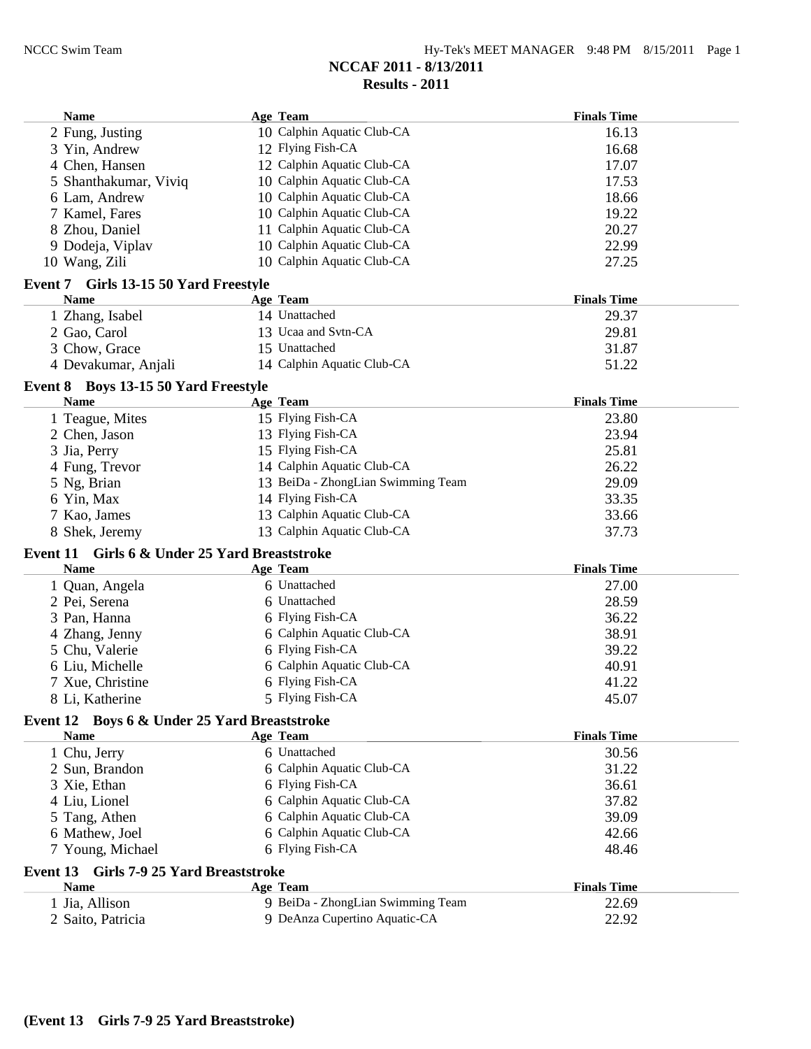## NCCAF 2011 - 8/13/2011
## Results - 2011

| Name | Age | Team | Finals Time |
|---|---|---|---|
| 2 Fung, Justing | 10 | Calphin Aquatic Club-CA | 16.13 |
| 3 Yin, Andrew | 12 | Flying Fish-CA | 16.68 |
| 4 Chen, Hansen | 12 | Calphin Aquatic Club-CA | 17.07 |
| 5 Shanthakumar, Viviq | 10 | Calphin Aquatic Club-CA | 17.53 |
| 6 Lam, Andrew | 10 | Calphin Aquatic Club-CA | 18.66 |
| 7 Kamel, Fares | 10 | Calphin Aquatic Club-CA | 19.22 |
| 8 Zhou, Daniel | 11 | Calphin Aquatic Club-CA | 20.27 |
| 9 Dodeja, Viplav | 10 | Calphin Aquatic Club-CA | 22.99 |
| 10 Wang, Zili | 10 | Calphin Aquatic Club-CA | 27.25 |

### Event 7 Girls 13-15 50 Yard Freestyle

| Name | Age | Team | Finals Time |
|---|---|---|---|
| 1 Zhang, Isabel | 14 | Unattached | 29.37 |
| 2 Gao, Carol | 13 | Ucaa and Svtn-CA | 29.81 |
| 3 Chow, Grace | 15 | Unattached | 31.87 |
| 4 Devakumar, Anjali | 14 | Calphin Aquatic Club-CA | 51.22 |

### Event 8 Boys 13-15 50 Yard Freestyle

| Name | Age | Team | Finals Time |
|---|---|---|---|
| 1 Teague, Mites | 15 | Flying Fish-CA | 23.80 |
| 2 Chen, Jason | 13 | Flying Fish-CA | 23.94 |
| 3 Jia, Perry | 15 | Flying Fish-CA | 25.81 |
| 4 Fung, Trevor | 14 | Calphin Aquatic Club-CA | 26.22 |
| 5 Ng, Brian | 13 | BeiDa - ZhongLian Swimming Team | 29.09 |
| 6 Yin, Max | 14 | Flying Fish-CA | 33.35 |
| 7 Kao, James | 13 | Calphin Aquatic Club-CA | 33.66 |
| 8 Shek, Jeremy | 13 | Calphin Aquatic Club-CA | 37.73 |

### Event 11 Girls 6 & Under 25 Yard Breaststroke

| Name | Age | Team | Finals Time |
|---|---|---|---|
| 1 Quan, Angela | 6 | Unattached | 27.00 |
| 2 Pei, Serena | 6 | Unattached | 28.59 |
| 3 Pan, Hanna | 6 | Flying Fish-CA | 36.22 |
| 4 Zhang, Jenny | 6 | Calphin Aquatic Club-CA | 38.91 |
| 5 Chu, Valerie | 6 | Flying Fish-CA | 39.22 |
| 6 Liu, Michelle | 6 | Calphin Aquatic Club-CA | 40.91 |
| 7 Xue, Christine | 6 | Flying Fish-CA | 41.22 |
| 8 Li, Katherine | 5 | Flying Fish-CA | 45.07 |

### Event 12 Boys 6 & Under 25 Yard Breaststroke

| Name | Age | Team | Finals Time |
|---|---|---|---|
| 1 Chu, Jerry | 6 | Unattached | 30.56 |
| 2 Sun, Brandon | 6 | Calphin Aquatic Club-CA | 31.22 |
| 3 Xie, Ethan | 6 | Flying Fish-CA | 36.61 |
| 4 Liu, Lionel | 6 | Calphin Aquatic Club-CA | 37.82 |
| 5 Tang, Athen | 6 | Calphin Aquatic Club-CA | 39.09 |
| 6 Mathew, Joel | 6 | Calphin Aquatic Club-CA | 42.66 |
| 7 Young, Michael | 6 | Flying Fish-CA | 48.46 |

### Event 13 Girls 7-9 25 Yard Breaststroke

| Name | Age | Team | Finals Time |
|---|---|---|---|
| 1 Jia, Allison | 9 | BeiDa - ZhongLian Swimming Team | 22.69 |
| 2 Saito, Patricia | 9 | DeAnza Cupertino Aquatic-CA | 22.92 |

**(Event 13 Girls 7-9 25 Yard Breaststroke)**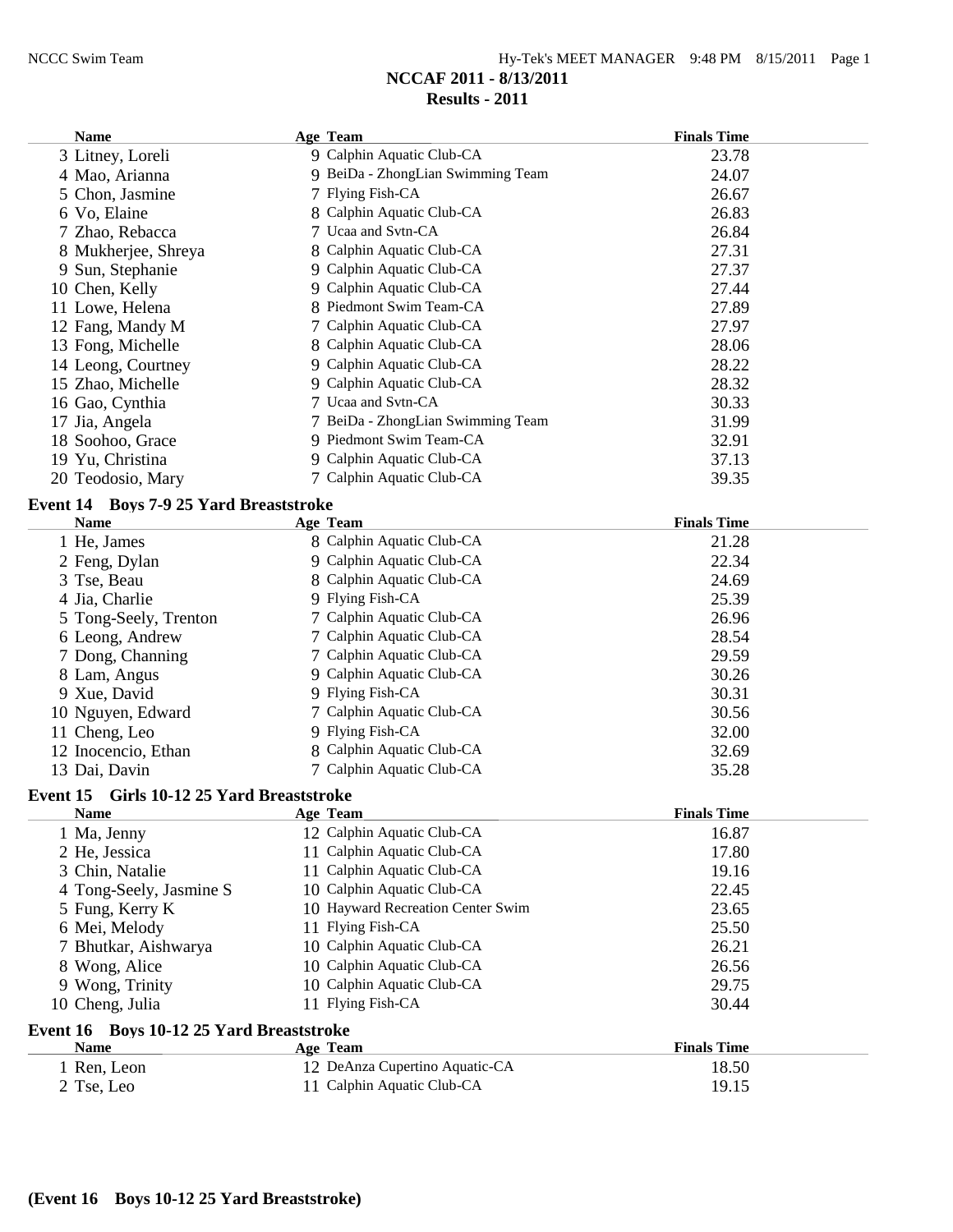## NCCAF 2011 - 8/13/2011
### Results - 2011

| Name | Age | Team | Finals Time |
|---|---|---|---|
| 3 Litney, Loreli | 9 | Calphin Aquatic Club-CA | 23.78 |
| 4 Mao, Arianna | 9 | BeiDa - ZhongLian Swimming Team | 24.07 |
| 5 Chon, Jasmine | 7 | Flying Fish-CA | 26.67 |
| 6 Vo, Elaine | 8 | Calphin Aquatic Club-CA | 26.83 |
| 7 Zhao, Rebacca | 7 | Ucaa and Svtn-CA | 26.84 |
| 8 Mukherjee, Shreya | 8 | Calphin Aquatic Club-CA | 27.31 |
| 9 Sun, Stephanie | 9 | Calphin Aquatic Club-CA | 27.37 |
| 10 Chen, Kelly | 9 | Calphin Aquatic Club-CA | 27.44 |
| 11 Lowe, Helena | 8 | Piedmont Swim Team-CA | 27.89 |
| 12 Fang, Mandy M | 7 | Calphin Aquatic Club-CA | 27.97 |
| 13 Fong, Michelle | 8 | Calphin Aquatic Club-CA | 28.06 |
| 14 Leong, Courtney | 9 | Calphin Aquatic Club-CA | 28.22 |
| 15 Zhao, Michelle | 9 | Calphin Aquatic Club-CA | 28.32 |
| 16 Gao, Cynthia | 7 | Ucaa and Svtn-CA | 30.33 |
| 17 Jia, Angela | 7 | BeiDa - ZhongLian Swimming Team | 31.99 |
| 18 Soohoo, Grace | 9 | Piedmont Swim Team-CA | 32.91 |
| 19 Yu, Christina | 9 | Calphin Aquatic Club-CA | 37.13 |
| 20 Teodosio, Mary | 7 | Calphin Aquatic Club-CA | 39.35 |

**Event 14 Boys 7-9 25 Yard Breaststroke**

| Name | Age | Team | Finals Time |
|---|---|---|---|
| 1 He, James | 8 | Calphin Aquatic Club-CA | 21.28 |
| 2 Feng, Dylan | 9 | Calphin Aquatic Club-CA | 22.34 |
| 3 Tse, Beau | 8 | Calphin Aquatic Club-CA | 24.69 |
| 4 Jia, Charlie | 9 | Flying Fish-CA | 25.39 |
| 5 Tong-Seely, Trenton | 7 | Calphin Aquatic Club-CA | 26.96 |
| 6 Leong, Andrew | 7 | Calphin Aquatic Club-CA | 28.54 |
| 7 Dong, Channing | 7 | Calphin Aquatic Club-CA | 29.59 |
| 8 Lam, Angus | 9 | Calphin Aquatic Club-CA | 30.26 |
| 9 Xue, David | 9 | Flying Fish-CA | 30.31 |
| 10 Nguyen, Edward | 7 | Calphin Aquatic Club-CA | 30.56 |
| 11 Cheng, Leo | 9 | Flying Fish-CA | 32.00 |
| 12 Inocencio, Ethan | 8 | Calphin Aquatic Club-CA | 32.69 |
| 13 Dai, Davin | 7 | Calphin Aquatic Club-CA | 35.28 |

**Event 15 Girls 10-12 25 Yard Breaststroke**

| Name | Age | Team | Finals Time |
|---|---|---|---|
| 1 Ma, Jenny | 12 | Calphin Aquatic Club-CA | 16.87 |
| 2 He, Jessica | 11 | Calphin Aquatic Club-CA | 17.80 |
| 3 Chin, Natalie | 11 | Calphin Aquatic Club-CA | 19.16 |
| 4 Tong-Seely, Jasmine S | 10 | Calphin Aquatic Club-CA | 22.45 |
| 5 Fung, Kerry K | 10 | Hayward Recreation Center Swim | 23.65 |
| 6 Mei, Melody | 11 | Flying Fish-CA | 25.50 |
| 7 Bhutkar, Aishwarya | 10 | Calphin Aquatic Club-CA | 26.21 |
| 8 Wong, Alice | 10 | Calphin Aquatic Club-CA | 26.56 |
| 9 Wong, Trinity | 10 | Calphin Aquatic Club-CA | 29.75 |
| 10 Cheng, Julia | 11 | Flying Fish-CA | 30.44 |

**Event 16 Boys 10-12 25 Yard Breaststroke**

| Name | Age | Team | Finals Time |
|---|---|---|---|
| 1 Ren, Leon | 12 | DeAnza Cupertino Aquatic-CA | 18.50 |
| 2 Tse, Leo | 11 | Calphin Aquatic Club-CA | 19.15 |

**(Event 16 Boys 10-12 25 Yard Breaststroke)**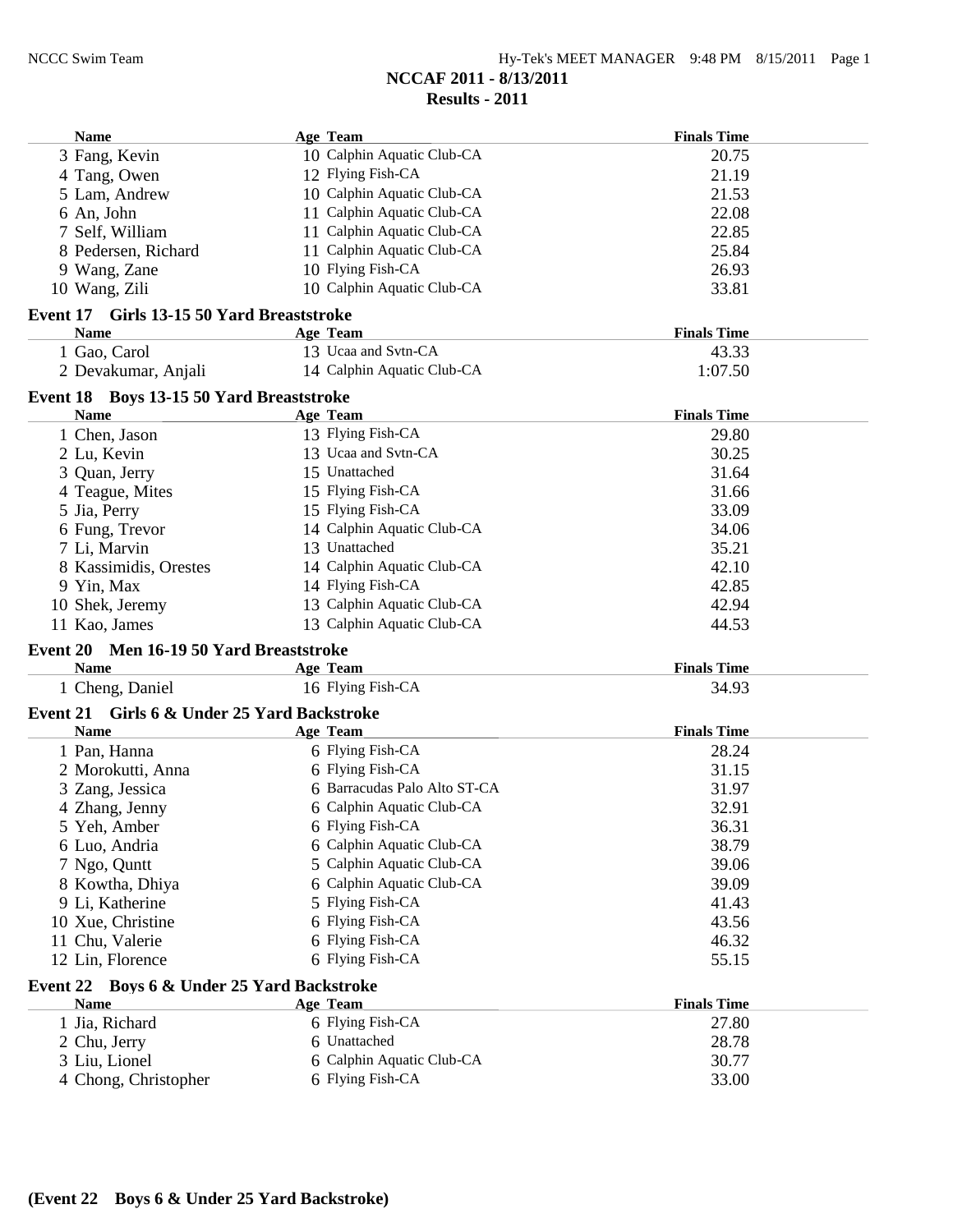# NCCAF 2011 - 8/13/2011
## Results - 2011

| Name | Age | Team | Finals Time |
|---|---|---|---|
| 3 Fang, Kevin | 10 | Calphin Aquatic Club-CA | 20.75 |
| 4 Tang, Owen | 12 | Flying Fish-CA | 21.19 |
| 5 Lam, Andrew | 10 | Calphin Aquatic Club-CA | 21.53 |
| 6 An, John | 11 | Calphin Aquatic Club-CA | 22.08 |
| 7 Self, William | 11 | Calphin Aquatic Club-CA | 22.85 |
| 8 Pedersen, Richard | 11 | Calphin Aquatic Club-CA | 25.84 |
| 9 Wang, Zane | 10 | Flying Fish-CA | 26.93 |
| 10 Wang, Zili | 10 | Calphin Aquatic Club-CA | 33.81 |

### Event 17 Girls 13-15 50 Yard Breaststroke

| Name | Age | Team | Finals Time |
|---|---|---|---|
| 1 Gao, Carol | 13 | Ucaa and Svtn-CA | 43.33 |
| 2 Devakumar, Anjali | 14 | Calphin Aquatic Club-CA | 1:07.50 |

### Event 18 Boys 13-15 50 Yard Breaststroke

| Name | Age | Team | Finals Time |
|---|---|---|---|
| 1 Chen, Jason | 13 | Flying Fish-CA | 29.80 |
| 2 Lu, Kevin | 13 | Ucaa and Svtn-CA | 30.25 |
| 3 Quan, Jerry | 15 | Unattached | 31.64 |
| 4 Teague, Mites | 15 | Flying Fish-CA | 31.66 |
| 5 Jia, Perry | 15 | Flying Fish-CA | 33.09 |
| 6 Fung, Trevor | 14 | Calphin Aquatic Club-CA | 34.06 |
| 7 Li, Marvin | 13 | Unattached | 35.21 |
| 8 Kassimidis, Orestes | 14 | Calphin Aquatic Club-CA | 42.10 |
| 9 Yin, Max | 14 | Flying Fish-CA | 42.85 |
| 10 Shek, Jeremy | 13 | Calphin Aquatic Club-CA | 42.94 |
| 11 Kao, James | 13 | Calphin Aquatic Club-CA | 44.53 |

### Event 20 Men 16-19 50 Yard Breaststroke

| Name | Age | Team | Finals Time |
|---|---|---|---|
| 1 Cheng, Daniel | 16 | Flying Fish-CA | 34.93 |

### Event 21 Girls 6 & Under 25 Yard Backstroke

| Name | Age | Team | Finals Time |
|---|---|---|---|
| 1 Pan, Hanna | 6 | Flying Fish-CA | 28.24 |
| 2 Morokutti, Anna | 6 | Flying Fish-CA | 31.15 |
| 3 Zang, Jessica | 6 | Barracudas Palo Alto ST-CA | 31.97 |
| 4 Zhang, Jenny | 6 | Calphin Aquatic Club-CA | 32.91 |
| 5 Yeh, Amber | 6 | Flying Fish-CA | 36.31 |
| 6 Luo, Andria | 6 | Calphin Aquatic Club-CA | 38.79 |
| 7 Ngo, Quntt | 5 | Calphin Aquatic Club-CA | 39.06 |
| 8 Kowtha, Dhiya | 6 | Calphin Aquatic Club-CA | 39.09 |
| 9 Li, Katherine | 5 | Flying Fish-CA | 41.43 |
| 10 Xue, Christine | 6 | Flying Fish-CA | 43.56 |
| 11 Chu, Valerie | 6 | Flying Fish-CA | 46.32 |
| 12 Lin, Florence | 6 | Flying Fish-CA | 55.15 |

### Event 22 Boys 6 & Under 25 Yard Backstroke

| Name | Age | Team | Finals Time |
|---|---|---|---|
| 1 Jia, Richard | 6 | Flying Fish-CA | 27.80 |
| 2 Chu, Jerry | 6 | Unattached | 28.78 |
| 3 Liu, Lionel | 6 | Calphin Aquatic Club-CA | 30.77 |
| 4 Chong, Christopher | 6 | Flying Fish-CA | 33.00 |

**(Event 22 Boys 6 & Under 25 Yard Backstroke)**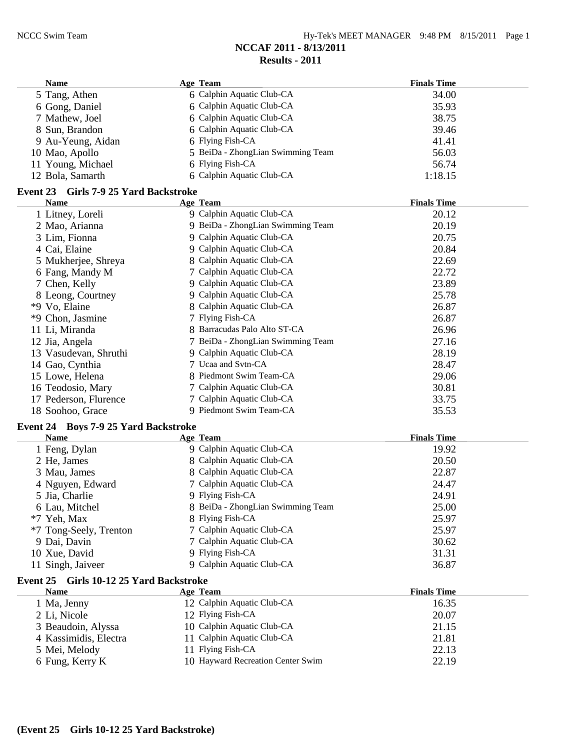# NCCAF 2011 - 8/13/2011

## Results - 2011

| Name | Age | Team | Finals Time |
|---|---|---|---|
| 5 Tang, Athen | 6 | Calphin Aquatic Club-CA | 34.00 |
| 6 Gong, Daniel | 6 | Calphin Aquatic Club-CA | 35.93 |
| 7 Mathew, Joel | 6 | Calphin Aquatic Club-CA | 38.75 |
| 8 Sun, Brandon | 6 | Calphin Aquatic Club-CA | 39.46 |
| 9 Au-Yeung, Aidan | 6 | Flying Fish-CA | 41.41 |
| 10 Mao, Apollo | 5 | BeiDa - ZhongLian Swimming Team | 56.03 |
| 11 Young, Michael | 6 | Flying Fish-CA | 56.74 |
| 12 Bola, Samarth | 6 | Calphin Aquatic Club-CA | 1:18.15 |

### Event 23 Girls 7-9 25 Yard Backstroke

| Name | Age | Team | Finals Time |
|---|---|---|---|
| 1 Litney, Loreli | 9 | Calphin Aquatic Club-CA | 20.12 |
| 2 Mao, Arianna | 9 | BeiDa - ZhongLian Swimming Team | 20.19 |
| 3 Lim, Fionna | 9 | Calphin Aquatic Club-CA | 20.75 |
| 4 Cai, Elaine | 9 | Calphin Aquatic Club-CA | 20.84 |
| 5 Mukherjee, Shreya | 8 | Calphin Aquatic Club-CA | 22.69 |
| 6 Fang, Mandy M | 7 | Calphin Aquatic Club-CA | 22.72 |
| 7 Chen, Kelly | 9 | Calphin Aquatic Club-CA | 23.89 |
| 8 Leong, Courtney | 9 | Calphin Aquatic Club-CA | 25.78 |
| *9 Vo, Elaine | 8 | Calphin Aquatic Club-CA | 26.87 |
| *9 Chon, Jasmine | 7 | Flying Fish-CA | 26.87 |
| 11 Li, Miranda | 8 | Barracudas Palo Alto ST-CA | 26.96 |
| 12 Jia, Angela | 7 | BeiDa - ZhongLian Swimming Team | 27.16 |
| 13 Vasudevan, Shruthi | 9 | Calphin Aquatic Club-CA | 28.19 |
| 14 Gao, Cynthia | 7 | Ucaa and Svtn-CA | 28.47 |
| 15 Lowe, Helena | 8 | Piedmont Swim Team-CA | 29.06 |
| 16 Teodosio, Mary | 7 | Calphin Aquatic Club-CA | 30.81 |
| 17 Pederson, Flurence | 7 | Calphin Aquatic Club-CA | 33.75 |
| 18 Soohoo, Grace | 9 | Piedmont Swim Team-CA | 35.53 |

### Event 24 Boys 7-9 25 Yard Backstroke

| Name | Age | Team | Finals Time |
|---|---|---|---|
| 1 Feng, Dylan | 9 | Calphin Aquatic Club-CA | 19.92 |
| 2 He, James | 8 | Calphin Aquatic Club-CA | 20.50 |
| 3 Mau, James | 8 | Calphin Aquatic Club-CA | 22.87 |
| 4 Nguyen, Edward | 7 | Calphin Aquatic Club-CA | 24.47 |
| 5 Jia, Charlie | 9 | Flying Fish-CA | 24.91 |
| 6 Lau, Mitchel | 8 | BeiDa - ZhongLian Swimming Team | 25.00 |
| *7 Yeh, Max | 8 | Flying Fish-CA | 25.97 |
| *7 Tong-Seely, Trenton | 7 | Calphin Aquatic Club-CA | 25.97 |
| 9 Dai, Davin | 7 | Calphin Aquatic Club-CA | 30.62 |
| 10 Xue, David | 9 | Flying Fish-CA | 31.31 |
| 11 Singh, Jaiveer | 9 | Calphin Aquatic Club-CA | 36.87 |

### Event 25 Girls 10-12 25 Yard Backstroke

| Name | Age | Team | Finals Time |
|---|---|---|---|
| 1 Ma, Jenny | 12 | Calphin Aquatic Club-CA | 16.35 |
| 2 Li, Nicole | 12 | Flying Fish-CA | 20.07 |
| 3 Beaudoin, Alyssa | 10 | Calphin Aquatic Club-CA | 21.15 |
| 4 Kassimidis, Electra | 11 | Calphin Aquatic Club-CA | 21.81 |
| 5 Mei, Melody | 11 | Flying Fish-CA | 22.13 |
| 6 Fung, Kerry K | 10 | Hayward Recreation Center Swim | 22.19 |

**(Event 25 Girls 10-12 25 Yard Backstroke)**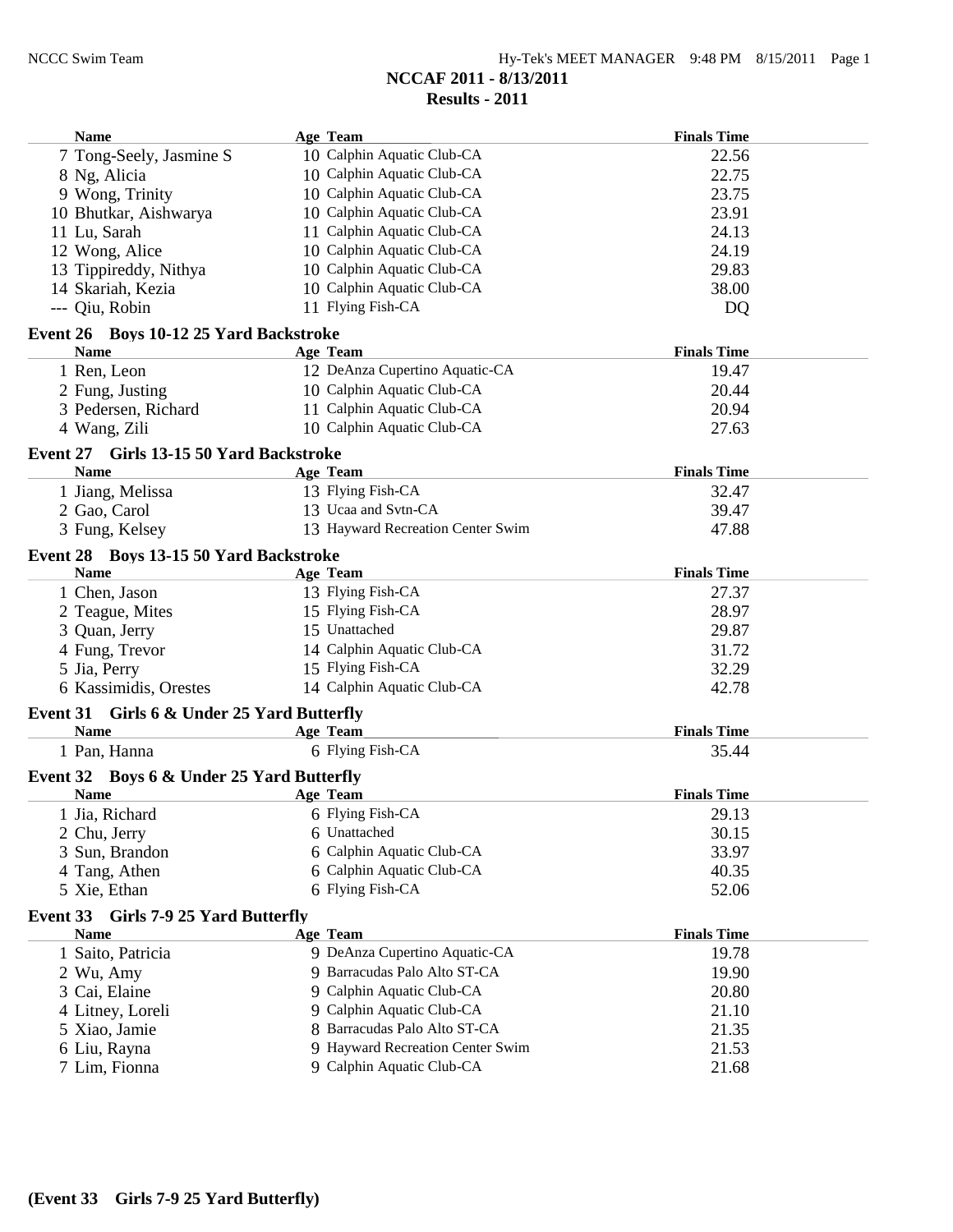# NCCAF 2011 - 8/13/2011

## Results - 2011

| Name | Age | Team | Finals Time |
|---|---|---|---|
| 7 Tong-Seely, Jasmine S | 10 | Calphin Aquatic Club-CA | 22.56 |
| 8 Ng, Alicia | 10 | Calphin Aquatic Club-CA | 22.75 |
| 9 Wong, Trinity | 10 | Calphin Aquatic Club-CA | 23.75 |
| 10 Bhutkar, Aishwarya | 10 | Calphin Aquatic Club-CA | 23.91 |
| 11 Lu, Sarah | 11 | Calphin Aquatic Club-CA | 24.13 |
| 12 Wong, Alice | 10 | Calphin Aquatic Club-CA | 24.19 |
| 13 Tippireddy, Nithya | 10 | Calphin Aquatic Club-CA | 29.83 |
| 14 Skariah, Kezia | 10 | Calphin Aquatic Club-CA | 38.00 |
| --- Qiu, Robin | 11 | Flying Fish-CA | DQ |

### Event 26 Boys 10-12 25 Yard Backstroke

| Name | Age | Team | Finals Time |
|---|---|---|---|
| 1 Ren, Leon | 12 | DeAnza Cupertino Aquatic-CA | 19.47 |
| 2 Fung, Justing | 10 | Calphin Aquatic Club-CA | 20.44 |
| 3 Pedersen, Richard | 11 | Calphin Aquatic Club-CA | 20.94 |
| 4 Wang, Zili | 10 | Calphin Aquatic Club-CA | 27.63 |

### Event 27 Girls 13-15 50 Yard Backstroke

| Name | Age | Team | Finals Time |
|---|---|---|---|
| 1 Jiang, Melissa | 13 | Flying Fish-CA | 32.47 |
| 2 Gao, Carol | 13 | Ucaa and Svtn-CA | 39.47 |
| 3 Fung, Kelsey | 13 | Hayward Recreation Center Swim | 47.88 |

### Event 28 Boys 13-15 50 Yard Backstroke

| Name | Age | Team | Finals Time |
|---|---|---|---|
| 1 Chen, Jason | 13 | Flying Fish-CA | 27.37 |
| 2 Teague, Mites | 15 | Flying Fish-CA | 28.97 |
| 3 Quan, Jerry | 15 | Unattached | 29.87 |
| 4 Fung, Trevor | 14 | Calphin Aquatic Club-CA | 31.72 |
| 5 Jia, Perry | 15 | Flying Fish-CA | 32.29 |
| 6 Kassimidis, Orestes | 14 | Calphin Aquatic Club-CA | 42.78 |

### Event 31 Girls 6 & Under 25 Yard Butterfly

| Name | Age | Team | Finals Time |
|---|---|---|---|
| 1 Pan, Hanna | 6 | Flying Fish-CA | 35.44 |

### Event 32 Boys 6 & Under 25 Yard Butterfly

| Name | Age | Team | Finals Time |
|---|---|---|---|
| 1 Jia, Richard | 6 | Flying Fish-CA | 29.13 |
| 2 Chu, Jerry | 6 | Unattached | 30.15 |
| 3 Sun, Brandon | 6 | Calphin Aquatic Club-CA | 33.97 |
| 4 Tang, Athen | 6 | Calphin Aquatic Club-CA | 40.35 |
| 5 Xie, Ethan | 6 | Flying Fish-CA | 52.06 |

### Event 33 Girls 7-9 25 Yard Butterfly

| Name | Age | Team | Finals Time |
|---|---|---|---|
| 1 Saito, Patricia | 9 | DeAnza Cupertino Aquatic-CA | 19.78 |
| 2 Wu, Amy | 9 | Barracudas Palo Alto ST-CA | 19.90 |
| 3 Cai, Elaine | 9 | Calphin Aquatic Club-CA | 20.80 |
| 4 Litney, Loreli | 9 | Calphin Aquatic Club-CA | 21.10 |
| 5 Xiao, Jamie | 8 | Barracudas Palo Alto ST-CA | 21.35 |
| 6 Liu, Rayna | 9 | Hayward Recreation Center Swim | 21.53 |
| 7 Lim, Fionna | 9 | Calphin Aquatic Club-CA | 21.68 |

**(Event 33 Girls 7-9 25 Yard Butterfly)**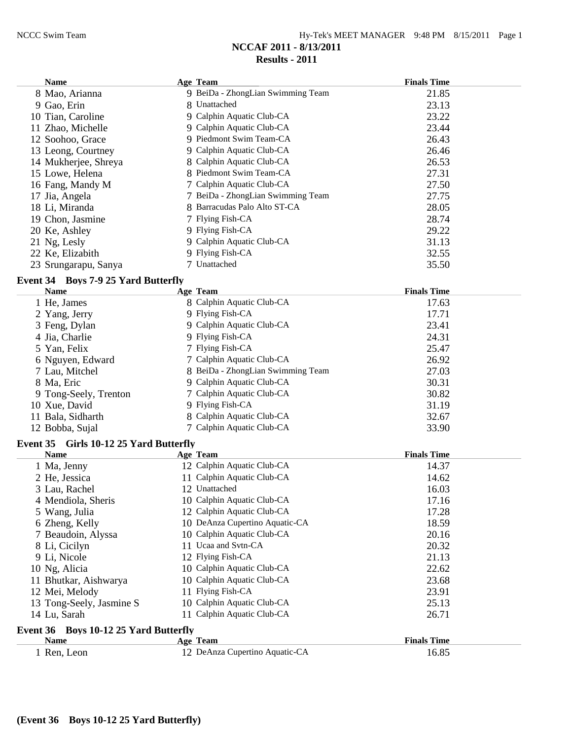## NCCAF 2011 - 8/13/2011
## Results - 2011

| Name | Age | Team | Finals Time |
|---|---|---|---|
| 8 Mao, Arianna | 9 | BeiDa - ZhongLian Swimming Team | 21.85 |
| 9 Gao, Erin | 8 | Unattached | 23.13 |
| 10 Tian, Caroline | 9 | Calphin Aquatic Club-CA | 23.22 |
| 11 Zhao, Michelle | 9 | Calphin Aquatic Club-CA | 23.44 |
| 12 Soohoo, Grace | 9 | Piedmont Swim Team-CA | 26.43 |
| 13 Leong, Courtney | 9 | Calphin Aquatic Club-CA | 26.46 |
| 14 Mukherjee, Shreya | 8 | Calphin Aquatic Club-CA | 26.53 |
| 15 Lowe, Helena | 8 | Piedmont Swim Team-CA | 27.31 |
| 16 Fang, Mandy M | 7 | Calphin Aquatic Club-CA | 27.50 |
| 17 Jia, Angela | 7 | BeiDa - ZhongLian Swimming Team | 27.75 |
| 18 Li, Miranda | 8 | Barracudas Palo Alto ST-CA | 28.05 |
| 19 Chon, Jasmine | 7 | Flying Fish-CA | 28.74 |
| 20 Ke, Ashley | 9 | Flying Fish-CA | 29.22 |
| 21 Ng, Lesly | 9 | Calphin Aquatic Club-CA | 31.13 |
| 22 Ke, Elizabith | 9 | Flying Fish-CA | 32.55 |
| 23 Srungarapu, Sanya | 7 | Unattached | 35.50 |

### Event 34 Boys 7-9 25 Yard Butterfly

| Name | Age | Team | Finals Time |
|---|---|---|---|
| 1 He, James | 8 | Calphin Aquatic Club-CA | 17.63 |
| 2 Yang, Jerry | 9 | Flying Fish-CA | 17.71 |
| 3 Feng, Dylan | 9 | Calphin Aquatic Club-CA | 23.41 |
| 4 Jia, Charlie | 9 | Flying Fish-CA | 24.31 |
| 5 Yan, Felix | 7 | Flying Fish-CA | 25.47 |
| 6 Nguyen, Edward | 7 | Calphin Aquatic Club-CA | 26.92 |
| 7 Lau, Mitchel | 8 | BeiDa - ZhongLian Swimming Team | 27.03 |
| 8 Ma, Eric | 9 | Calphin Aquatic Club-CA | 30.31 |
| 9 Tong-Seely, Trenton | 7 | Calphin Aquatic Club-CA | 30.82 |
| 10 Xue, David | 9 | Flying Fish-CA | 31.19 |
| 11 Bala, Sidharth | 8 | Calphin Aquatic Club-CA | 32.67 |
| 12 Bobba, Sujal | 7 | Calphin Aquatic Club-CA | 33.90 |

### Event 35 Girls 10-12 25 Yard Butterfly

| Name | Age | Team | Finals Time |
|---|---|---|---|
| 1 Ma, Jenny | 12 | Calphin Aquatic Club-CA | 14.37 |
| 2 He, Jessica | 11 | Calphin Aquatic Club-CA | 14.62 |
| 3 Lau, Rachel | 12 | Unattached | 16.03 |
| 4 Mendiola, Sheris | 10 | Calphin Aquatic Club-CA | 17.16 |
| 5 Wang, Julia | 12 | Calphin Aquatic Club-CA | 17.28 |
| 6 Zheng, Kelly | 10 | DeAnza Cupertino Aquatic-CA | 18.59 |
| 7 Beaudoin, Alyssa | 10 | Calphin Aquatic Club-CA | 20.16 |
| 8 Li, Cicilyn | 11 | Ucaa and Svtn-CA | 20.32 |
| 9 Li, Nicole | 12 | Flying Fish-CA | 21.13 |
| 10 Ng, Alicia | 10 | Calphin Aquatic Club-CA | 22.62 |
| 11 Bhutkar, Aishwarya | 10 | Calphin Aquatic Club-CA | 23.68 |
| 12 Mei, Melody | 11 | Flying Fish-CA | 23.91 |
| 13 Tong-Seely, Jasmine S | 10 | Calphin Aquatic Club-CA | 25.13 |
| 14 Lu, Sarah | 11 | Calphin Aquatic Club-CA | 26.71 |

### Event 36 Boys 10-12 25 Yard Butterfly

| Name | Age | Team | Finals Time |
|---|---|---|---|
| 1 Ren, Leon | 12 | DeAnza Cupertino Aquatic-CA | 16.85 |

**(Event 36 Boys 10-12 25 Yard Butterfly)**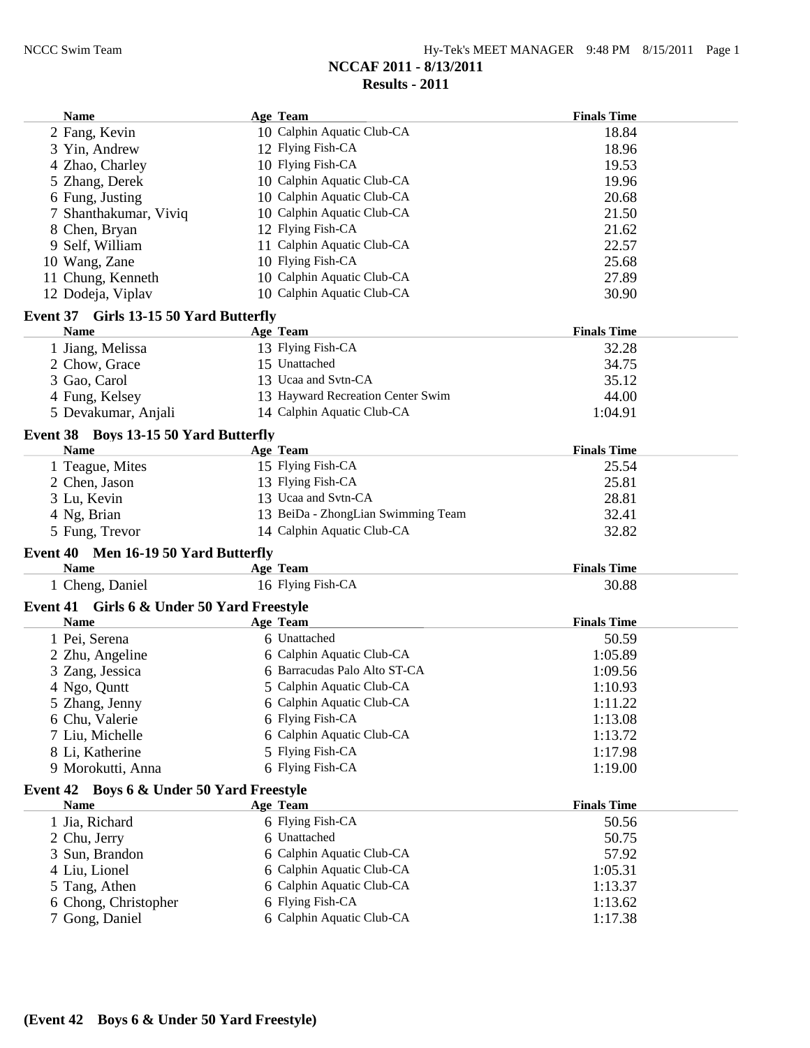## NCCAF 2011 - 8/13/2011

## Results - 2011

| Name | Age | Team | Finals Time |
|---|---|---|---|
| 2 Fang, Kevin | 10 | Calphin Aquatic Club-CA | 18.84 |
| 3 Yin, Andrew | 12 | Flying Fish-CA | 18.96 |
| 4 Zhao, Charley | 10 | Flying Fish-CA | 19.53 |
| 5 Zhang, Derek | 10 | Calphin Aquatic Club-CA | 19.96 |
| 6 Fung, Justing | 10 | Calphin Aquatic Club-CA | 20.68 |
| 7 Shanthakumar, Viviq | 10 | Calphin Aquatic Club-CA | 21.50 |
| 8 Chen, Bryan | 12 | Flying Fish-CA | 21.62 |
| 9 Self, William | 11 | Calphin Aquatic Club-CA | 22.57 |
| 10 Wang, Zane | 10 | Flying Fish-CA | 25.68 |
| 11 Chung, Kenneth | 10 | Calphin Aquatic Club-CA | 27.89 |
| 12 Dodeja, Viplav | 10 | Calphin Aquatic Club-CA | 30.90 |

### Event 37 Girls 13-15 50 Yard Butterfly

| Name | Age | Team | Finals Time |
|---|---|---|---|
| 1 Jiang, Melissa | 13 | Flying Fish-CA | 32.28 |
| 2 Chow, Grace | 15 | Unattached | 34.75 |
| 3 Gao, Carol | 13 | Ucaa and Svtn-CA | 35.12 |
| 4 Fung, Kelsey | 13 | Hayward Recreation Center Swim | 44.00 |
| 5 Devakumar, Anjali | 14 | Calphin Aquatic Club-CA | 1:04.91 |

### Event 38 Boys 13-15 50 Yard Butterfly

| Name | Age | Team | Finals Time |
|---|---|---|---|
| 1 Teague, Mites | 15 | Flying Fish-CA | 25.54 |
| 2 Chen, Jason | 13 | Flying Fish-CA | 25.81 |
| 3 Lu, Kevin | 13 | Ucaa and Svtn-CA | 28.81 |
| 4 Ng, Brian | 13 | BeiDa - ZhongLian Swimming Team | 32.41 |
| 5 Fung, Trevor | 14 | Calphin Aquatic Club-CA | 32.82 |

### Event 40 Men 16-19 50 Yard Butterfly

| Name | Age | Team | Finals Time |
|---|---|---|---|
| 1 Cheng, Daniel | 16 | Flying Fish-CA | 30.88 |

### Event 41 Girls 6 & Under 50 Yard Freestyle

| Name | Age | Team | Finals Time |
|---|---|---|---|
| 1 Pei, Serena | 6 | Unattached | 50.59 |
| 2 Zhu, Angeline | 6 | Calphin Aquatic Club-CA | 1:05.89 |
| 3 Zang, Jessica | 6 | Barracudas Palo Alto ST-CA | 1:09.56 |
| 4 Ngo, Quntt | 5 | Calphin Aquatic Club-CA | 1:10.93 |
| 5 Zhang, Jenny | 6 | Calphin Aquatic Club-CA | 1:11.22 |
| 6 Chu, Valerie | 6 | Flying Fish-CA | 1:13.08 |
| 7 Liu, Michelle | 6 | Calphin Aquatic Club-CA | 1:13.72 |
| 8 Li, Katherine | 5 | Flying Fish-CA | 1:17.98 |
| 9 Morokutti, Anna | 6 | Flying Fish-CA | 1:19.00 |

### Event 42 Boys 6 & Under 50 Yard Freestyle

| Name | Age | Team | Finals Time |
|---|---|---|---|
| 1 Jia, Richard | 6 | Flying Fish-CA | 50.56 |
| 2 Chu, Jerry | 6 | Unattached | 50.75 |
| 3 Sun, Brandon | 6 | Calphin Aquatic Club-CA | 57.92 |
| 4 Liu, Lionel | 6 | Calphin Aquatic Club-CA | 1:05.31 |
| 5 Tang, Athen | 6 | Calphin Aquatic Club-CA | 1:13.37 |
| 6 Chong, Christopher | 6 | Flying Fish-CA | 1:13.62 |
| 7 Gong, Daniel | 6 | Calphin Aquatic Club-CA | 1:17.38 |

**(Event 42 Boys 6 & Under 50 Yard Freestyle)**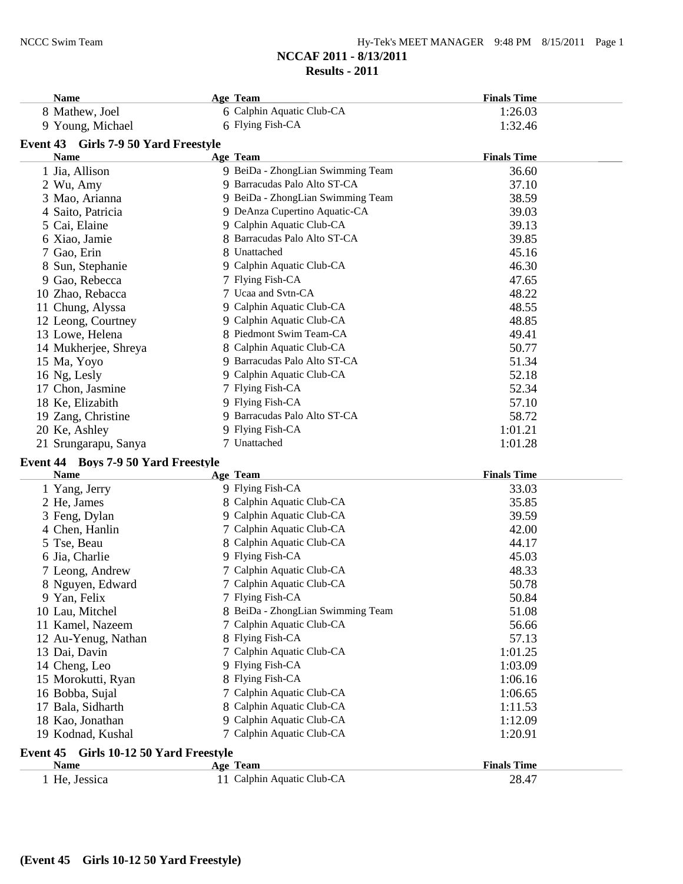# NCCAF 2011 - 8/13/2011

## Results - 2011

| Name | Age | Team | Finals Time |
|---|---|---|---|
| 8 Mathew, Joel | 6 | Calphin Aquatic Club-CA | 1:26.03 |
| 9 Young, Michael | 6 | Flying Fish-CA | 1:32.46 |

### Event 43 Girls 7-9 50 Yard Freestyle

| Name | Age | Team | Finals Time |
|---|---|---|---|
| 1 Jia, Allison | 9 | BeiDa - ZhongLian Swimming Team | 36.60 |
| 2 Wu, Amy | 9 | Barracudas Palo Alto ST-CA | 37.10 |
| 3 Mao, Arianna | 9 | BeiDa - ZhongLian Swimming Team | 38.59 |
| 4 Saito, Patricia | 9 | DeAnza Cupertino Aquatic-CA | 39.03 |
| 5 Cai, Elaine | 9 | Calphin Aquatic Club-CA | 39.13 |
| 6 Xiao, Jamie | 8 | Barracudas Palo Alto ST-CA | 39.85 |
| 7 Gao, Erin | 8 | Unattached | 45.16 |
| 8 Sun, Stephanie | 9 | Calphin Aquatic Club-CA | 46.30 |
| 9 Gao, Rebecca | 7 | Flying Fish-CA | 47.65 |
| 10 Zhao, Rebacca | 7 | Ucaa and Svtn-CA | 48.22 |
| 11 Chung, Alyssa | 9 | Calphin Aquatic Club-CA | 48.55 |
| 12 Leong, Courtney | 9 | Calphin Aquatic Club-CA | 48.85 |
| 13 Lowe, Helena | 8 | Piedmont Swim Team-CA | 49.41 |
| 14 Mukherjee, Shreya | 8 | Calphin Aquatic Club-CA | 50.77 |
| 15 Ma, Yoyo | 9 | Barracudas Palo Alto ST-CA | 51.34 |
| 16 Ng, Lesly | 9 | Calphin Aquatic Club-CA | 52.18 |
| 17 Chon, Jasmine | 7 | Flying Fish-CA | 52.34 |
| 18 Ke, Elizabith | 9 | Flying Fish-CA | 57.10 |
| 19 Zang, Christine | 9 | Barracudas Palo Alto ST-CA | 58.72 |
| 20 Ke, Ashley | 9 | Flying Fish-CA | 1:01.21 |
| 21 Srungarapu, Sanya | 7 | Unattached | 1:01.28 |

### Event 44 Boys 7-9 50 Yard Freestyle

| Name | Age | Team | Finals Time |
|---|---|---|---|
| 1 Yang, Jerry | 9 | Flying Fish-CA | 33.03 |
| 2 He, James | 8 | Calphin Aquatic Club-CA | 35.85 |
| 3 Feng, Dylan | 9 | Calphin Aquatic Club-CA | 39.59 |
| 4 Chen, Hanlin | 7 | Calphin Aquatic Club-CA | 42.00 |
| 5 Tse, Beau | 8 | Calphin Aquatic Club-CA | 44.17 |
| 6 Jia, Charlie | 9 | Flying Fish-CA | 45.03 |
| 7 Leong, Andrew | 7 | Calphin Aquatic Club-CA | 48.33 |
| 8 Nguyen, Edward | 7 | Calphin Aquatic Club-CA | 50.78 |
| 9 Yan, Felix | 7 | Flying Fish-CA | 50.84 |
| 10 Lau, Mitchel | 8 | BeiDa - ZhongLian Swimming Team | 51.08 |
| 11 Kamel, Nazeem | 7 | Calphin Aquatic Club-CA | 56.66 |
| 12 Au-Yenug, Nathan | 8 | Flying Fish-CA | 57.13 |
| 13 Dai, Davin | 7 | Calphin Aquatic Club-CA | 1:01.25 |
| 14 Cheng, Leo | 9 | Flying Fish-CA | 1:03.09 |
| 15 Morokutti, Ryan | 8 | Flying Fish-CA | 1:06.16 |
| 16 Bobba, Sujal | 7 | Calphin Aquatic Club-CA | 1:06.65 |
| 17 Bala, Sidharth | 8 | Calphin Aquatic Club-CA | 1:11.53 |
| 18 Kao, Jonathan | 9 | Calphin Aquatic Club-CA | 1:12.09 |
| 19 Kodnad, Kushal | 7 | Calphin Aquatic Club-CA | 1:20.91 |

### Event 45 Girls 10-12 50 Yard Freestyle

| Name | Age | Team | Finals Time |
|---|---|---|---|
| 1 He, Jessica | 11 | Calphin Aquatic Club-CA | 28.47 |

**(Event 45 Girls 10-12 50 Yard Freestyle)**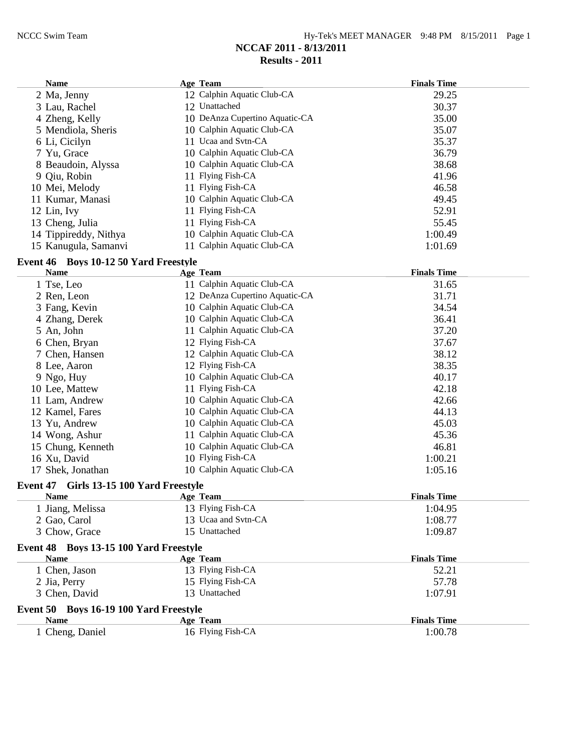# NCCAF 2011 - 8/13/2011

## Results - 2011

| Name | Age | Team | Finals Time |
|---|---|---|---|
| 2 Ma, Jenny | 12 | Calphin Aquatic Club-CA | 29.25 |
| 3 Lau, Rachel | 12 | Unattached | 30.37 |
| 4 Zheng, Kelly | 10 | DeAnza Cupertino Aquatic-CA | 35.00 |
| 5 Mendiola, Sheris | 10 | Calphin Aquatic Club-CA | 35.07 |
| 6 Li, Cicilyn | 11 | Ucaa and Svtn-CA | 35.37 |
| 7 Yu, Grace | 10 | Calphin Aquatic Club-CA | 36.79 |
| 8 Beaudoin, Alyssa | 10 | Calphin Aquatic Club-CA | 38.68 |
| 9 Qiu, Robin | 11 | Flying Fish-CA | 41.96 |
| 10 Mei, Melody | 11 | Flying Fish-CA | 46.58 |
| 11 Kumar, Manasi | 10 | Calphin Aquatic Club-CA | 49.45 |
| 12 Lin, Ivy | 11 | Flying Fish-CA | 52.91 |
| 13 Cheng, Julia | 11 | Flying Fish-CA | 55.45 |
| 14 Tippireddy, Nithya | 10 | Calphin Aquatic Club-CA | 1:00.49 |
| 15 Kanugula, Samanvi | 11 | Calphin Aquatic Club-CA | 1:01.69 |

### Event 46 Boys 10-12 50 Yard Freestyle

| Name | Age | Team | Finals Time |
|---|---|---|---|
| 1 Tse, Leo | 11 | Calphin Aquatic Club-CA | 31.65 |
| 2 Ren, Leon | 12 | DeAnza Cupertino Aquatic-CA | 31.71 |
| 3 Fang, Kevin | 10 | Calphin Aquatic Club-CA | 34.54 |
| 4 Zhang, Derek | 10 | Calphin Aquatic Club-CA | 36.41 |
| 5 An, John | 11 | Calphin Aquatic Club-CA | 37.20 |
| 6 Chen, Bryan | 12 | Flying Fish-CA | 37.67 |
| 7 Chen, Hansen | 12 | Calphin Aquatic Club-CA | 38.12 |
| 8 Lee, Aaron | 12 | Flying Fish-CA | 38.35 |
| 9 Ngo, Huy | 10 | Calphin Aquatic Club-CA | 40.17 |
| 10 Lee, Mattew | 11 | Flying Fish-CA | 42.18 |
| 11 Lam, Andrew | 10 | Calphin Aquatic Club-CA | 42.66 |
| 12 Kamel, Fares | 10 | Calphin Aquatic Club-CA | 44.13 |
| 13 Yu, Andrew | 10 | Calphin Aquatic Club-CA | 45.03 |
| 14 Wong, Ashur | 11 | Calphin Aquatic Club-CA | 45.36 |
| 15 Chung, Kenneth | 10 | Calphin Aquatic Club-CA | 46.81 |
| 16 Xu, David | 10 | Flying Fish-CA | 1:00.21 |
| 17 Shek, Jonathan | 10 | Calphin Aquatic Club-CA | 1:05.16 |

### Event 47 Girls 13-15 100 Yard Freestyle

| Name | Age | Team | Finals Time |
|---|---|---|---|
| 1 Jiang, Melissa | 13 | Flying Fish-CA | 1:04.95 |
| 2 Gao, Carol | 13 | Ucaa and Svtn-CA | 1:08.77 |
| 3 Chow, Grace | 15 | Unattached | 1:09.87 |

### Event 48 Boys 13-15 100 Yard Freestyle

| Name | Age | Team | Finals Time |
|---|---|---|---|
| 1 Chen, Jason | 13 | Flying Fish-CA | 52.21 |
| 2 Jia, Perry | 15 | Flying Fish-CA | 57.78 |
| 3 Chen, David | 13 | Unattached | 1:07.91 |

### Event 50 Boys 16-19 100 Yard Freestyle

| Name | Age | Team | Finals Time |
|---|---|---|---|
| 1 Cheng, Daniel | 16 | Flying Fish-CA | 1:00.78 |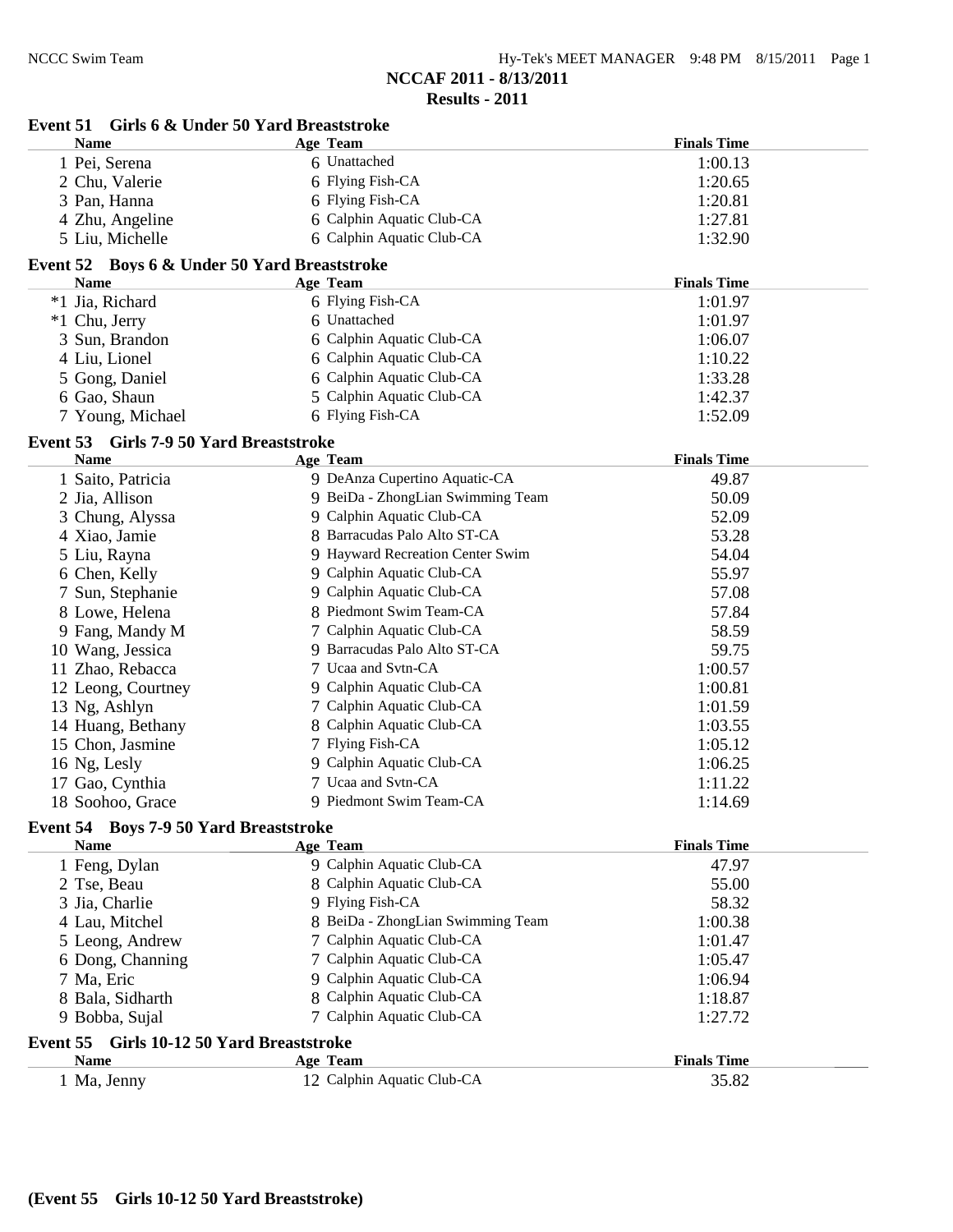**NCCAF 2011 - 8/13/2011**
**Results - 2011**

### Event 51 Girls 6 & Under 50 Yard Breaststroke

| | Name | Age | Team | Finals Time |
|---|---|---|---|---|
| 1 | Pei, Serena | 6 | Unattached | 1:00.13 |
| 2 | Chu, Valerie | 6 | Flying Fish-CA | 1:20.65 |
| 3 | Pan, Hanna | 6 | Flying Fish-CA | 1:20.81 |
| 4 | Zhu, Angeline | 6 | Calphin Aquatic Club-CA | 1:27.81 |
| 5 | Liu, Michelle | 6 | Calphin Aquatic Club-CA | 1:32.90 |

### Event 52 Boys 6 & Under 50 Yard Breaststroke

| | Name | Age | Team | Finals Time |
|---|---|---|---|---|
| *1 | Jia, Richard | 6 | Flying Fish-CA | 1:01.97 |
| *1 | Chu, Jerry | 6 | Unattached | 1:01.97 |
| 3 | Sun, Brandon | 6 | Calphin Aquatic Club-CA | 1:06.07 |
| 4 | Liu, Lionel | 6 | Calphin Aquatic Club-CA | 1:10.22 |
| 5 | Gong, Daniel | 6 | Calphin Aquatic Club-CA | 1:33.28 |
| 6 | Gao, Shaun | 5 | Calphin Aquatic Club-CA | 1:42.37 |
| 7 | Young, Michael | 6 | Flying Fish-CA | 1:52.09 |

### Event 53 Girls 7-9 50 Yard Breaststroke

| | Name | Age | Team | Finals Time |
|---|---|---|---|---|
| 1 | Saito, Patricia | 9 | DeAnza Cupertino Aquatic-CA | 49.87 |
| 2 | Jia, Allison | 9 | BeiDa - ZhongLian Swimming Team | 50.09 |
| 3 | Chung, Alyssa | 9 | Calphin Aquatic Club-CA | 52.09 |
| 4 | Xiao, Jamie | 8 | Barracudas Palo Alto ST-CA | 53.28 |
| 5 | Liu, Rayna | 9 | Hayward Recreation Center Swim | 54.04 |
| 6 | Chen, Kelly | 9 | Calphin Aquatic Club-CA | 55.97 |
| 7 | Sun, Stephanie | 9 | Calphin Aquatic Club-CA | 57.08 |
| 8 | Lowe, Helena | 8 | Piedmont Swim Team-CA | 57.84 |
| 9 | Fang, Mandy M | 7 | Calphin Aquatic Club-CA | 58.59 |
| 10 | Wang, Jessica | 9 | Barracudas Palo Alto ST-CA | 59.75 |
| 11 | Zhao, Rebacca | 7 | Ucaa and Svtn-CA | 1:00.57 |
| 12 | Leong, Courtney | 9 | Calphin Aquatic Club-CA | 1:00.81 |
| 13 | Ng, Ashlyn | 7 | Calphin Aquatic Club-CA | 1:01.59 |
| 14 | Huang, Bethany | 8 | Calphin Aquatic Club-CA | 1:03.55 |
| 15 | Chon, Jasmine | 7 | Flying Fish-CA | 1:05.12 |
| 16 | Ng, Lesly | 9 | Calphin Aquatic Club-CA | 1:06.25 |
| 17 | Gao, Cynthia | 7 | Ucaa and Svtn-CA | 1:11.22 |
| 18 | Soohoo, Grace | 9 | Piedmont Swim Team-CA | 1:14.69 |

### Event 54 Boys 7-9 50 Yard Breaststroke

| | Name | Age | Team | Finals Time |
|---|---|---|---|---|
| 1 | Feng, Dylan | 9 | Calphin Aquatic Club-CA | 47.97 |
| 2 | Tse, Beau | 8 | Calphin Aquatic Club-CA | 55.00 |
| 3 | Jia, Charlie | 9 | Flying Fish-CA | 58.32 |
| 4 | Lau, Mitchel | 8 | BeiDa - ZhongLian Swimming Team | 1:00.38 |
| 5 | Leong, Andrew | 7 | Calphin Aquatic Club-CA | 1:01.47 |
| 6 | Dong, Channing | 7 | Calphin Aquatic Club-CA | 1:05.47 |
| 7 | Ma, Eric | 9 | Calphin Aquatic Club-CA | 1:06.94 |
| 8 | Bala, Sidharth | 8 | Calphin Aquatic Club-CA | 1:18.87 |
| 9 | Bobba, Sujal | 7 | Calphin Aquatic Club-CA | 1:27.72 |

### Event 55 Girls 10-12 50 Yard Breaststroke

| | Name | Age | Team | Finals Time |
|---|---|---|---|---|
| 1 | Ma, Jenny | 12 | Calphin Aquatic Club-CA | 35.82 |

**(Event 55 Girls 10-12 50 Yard Breaststroke)**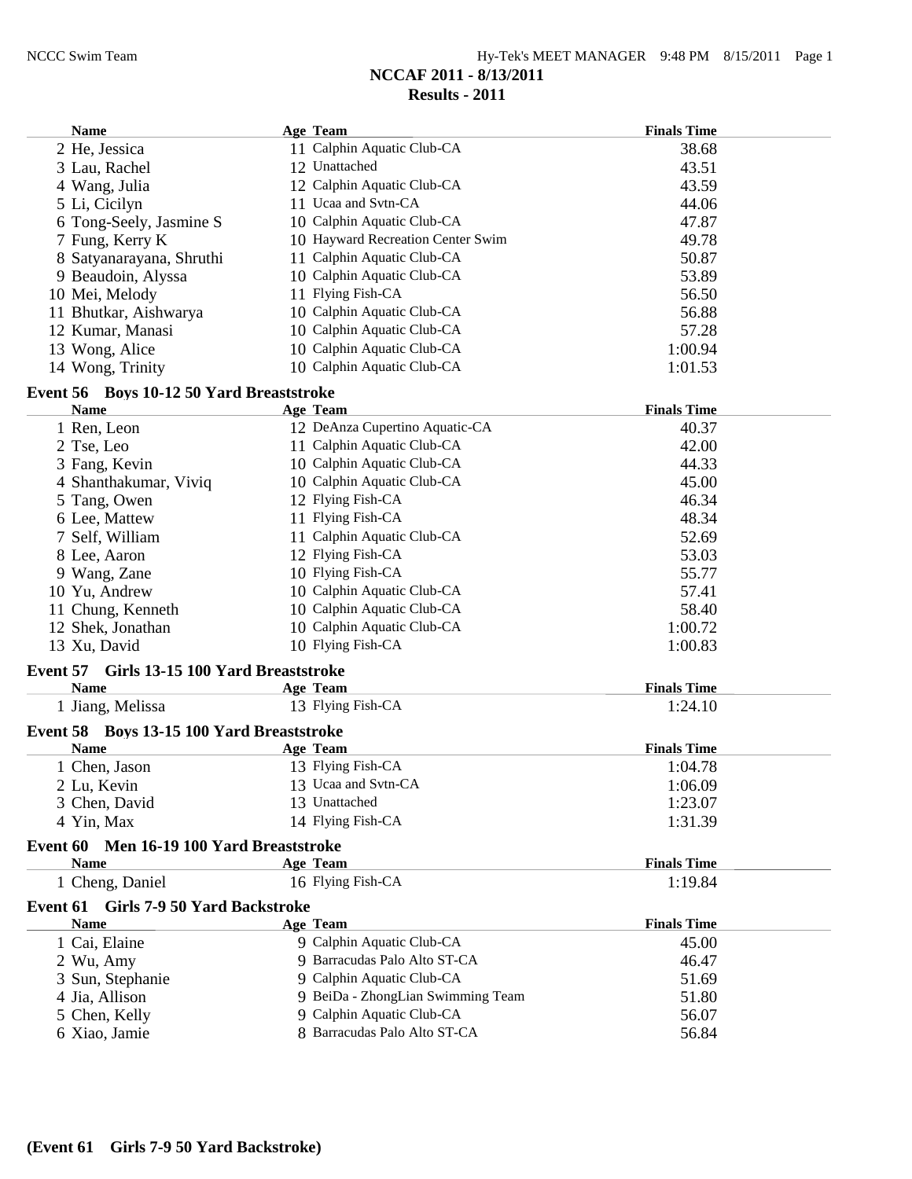## NCCAF 2011 - 8/13/2011
## Results - 2011

| Name | Age | Team | Finals Time |
|---|---|---|---|
| 2 He, Jessica | 11 | Calphin Aquatic Club-CA | 38.68 |
| 3 Lau, Rachel | 12 | Unattached | 43.51 |
| 4 Wang, Julia | 12 | Calphin Aquatic Club-CA | 43.59 |
| 5 Li, Cicilyn | 11 | Ucaa and Svtn-CA | 44.06 |
| 6 Tong-Seely, Jasmine S | 10 | Calphin Aquatic Club-CA | 47.87 |
| 7 Fung, Kerry K | 10 | Hayward Recreation Center Swim | 49.78 |
| 8 Satyanarayana, Shruthi | 11 | Calphin Aquatic Club-CA | 50.87 |
| 9 Beaudoin, Alyssa | 10 | Calphin Aquatic Club-CA | 53.89 |
| 10 Mei, Melody | 11 | Flying Fish-CA | 56.50 |
| 11 Bhutkar, Aishwarya | 10 | Calphin Aquatic Club-CA | 56.88 |
| 12 Kumar, Manasi | 10 | Calphin Aquatic Club-CA | 57.28 |
| 13 Wong, Alice | 10 | Calphin Aquatic Club-CA | 1:00.94 |
| 14 Wong, Trinity | 10 | Calphin Aquatic Club-CA | 1:01.53 |

### Event 56 Boys 10-12 50 Yard Breaststroke

| Name | Age | Team | Finals Time |
|---|---|---|---|
| 1 Ren, Leon | 12 | DeAnza Cupertino Aquatic-CA | 40.37 |
| 2 Tse, Leo | 11 | Calphin Aquatic Club-CA | 42.00 |
| 3 Fang, Kevin | 10 | Calphin Aquatic Club-CA | 44.33 |
| 4 Shanthakumar, Viviq | 10 | Calphin Aquatic Club-CA | 45.00 |
| 5 Tang, Owen | 12 | Flying Fish-CA | 46.34 |
| 6 Lee, Mattew | 11 | Flying Fish-CA | 48.34 |
| 7 Self, William | 11 | Calphin Aquatic Club-CA | 52.69 |
| 8 Lee, Aaron | 12 | Flying Fish-CA | 53.03 |
| 9 Wang, Zane | 10 | Flying Fish-CA | 55.77 |
| 10 Yu, Andrew | 10 | Calphin Aquatic Club-CA | 57.41 |
| 11 Chung, Kenneth | 10 | Calphin Aquatic Club-CA | 58.40 |
| 12 Shek, Jonathan | 10 | Calphin Aquatic Club-CA | 1:00.72 |
| 13 Xu, David | 10 | Flying Fish-CA | 1:00.83 |

### Event 57 Girls 13-15 100 Yard Breaststroke

| Name | Age | Team | Finals Time |
|---|---|---|---|
| 1 Jiang, Melissa | 13 | Flying Fish-CA | 1:24.10 |

### Event 58 Boys 13-15 100 Yard Breaststroke

| Name | Age | Team | Finals Time |
|---|---|---|---|
| 1 Chen, Jason | 13 | Flying Fish-CA | 1:04.78 |
| 2 Lu, Kevin | 13 | Ucaa and Svtn-CA | 1:06.09 |
| 3 Chen, David | 13 | Unattached | 1:23.07 |
| 4 Yin, Max | 14 | Flying Fish-CA | 1:31.39 |

### Event 60 Men 16-19 100 Yard Breaststroke

| Name | Age | Team | Finals Time |
|---|---|---|---|
| 1 Cheng, Daniel | 16 | Flying Fish-CA | 1:19.84 |

### Event 61 Girls 7-9 50 Yard Backstroke

| Name | Age | Team | Finals Time |
|---|---|---|---|
| 1 Cai, Elaine | 9 | Calphin Aquatic Club-CA | 45.00 |
| 2 Wu, Amy | 9 | Barracudas Palo Alto ST-CA | 46.47 |
| 3 Sun, Stephanie | 9 | Calphin Aquatic Club-CA | 51.69 |
| 4 Jia, Allison | 9 | BeiDa - ZhongLian Swimming Team | 51.80 |
| 5 Chen, Kelly | 9 | Calphin Aquatic Club-CA | 56.07 |
| 6 Xiao, Jamie | 8 | Barracudas Palo Alto ST-CA | 56.84 |

**(Event 61 Girls 7-9 50 Yard Backstroke)**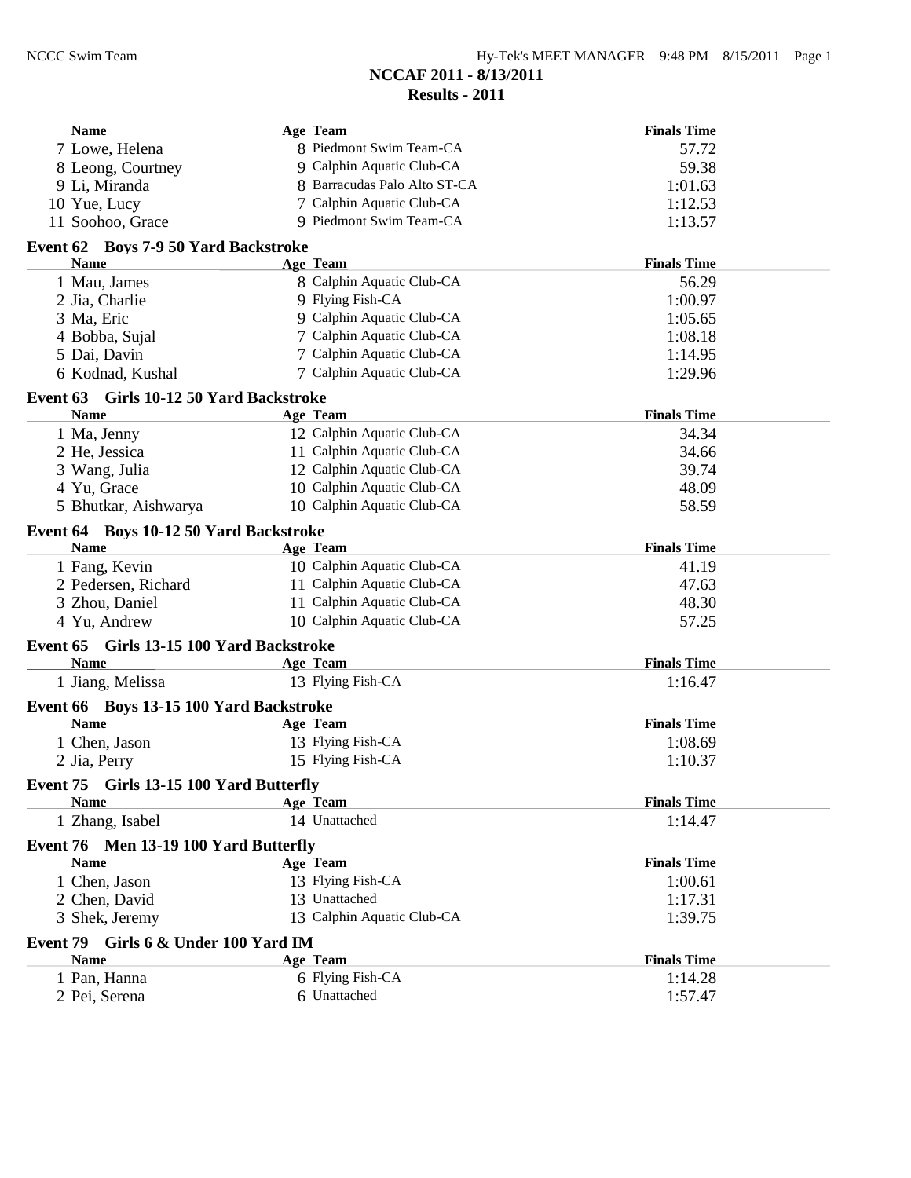# NCCAF 2011 - 8/13/2011

## Results - 2011

| Name | Age | Team | Finals Time |
|---|---|---|---|
| 7 Lowe, Helena | 8 | Piedmont Swim Team-CA | 57.72 |
| 8 Leong, Courtney | 9 | Calphin Aquatic Club-CA | 59.38 |
| 9 Li, Miranda | 8 | Barracudas Palo Alto ST-CA | 1:01.63 |
| 10 Yue, Lucy | 7 | Calphin Aquatic Club-CA | 1:12.53 |
| 11 Soohoo, Grace | 9 | Piedmont Swim Team-CA | 1:13.57 |

### Event 62 Boys 7-9 50 Yard Backstroke

| Name | Age | Team | Finals Time |
|---|---|---|---|
| 1 Mau, James | 8 | Calphin Aquatic Club-CA | 56.29 |
| 2 Jia, Charlie | 9 | Flying Fish-CA | 1:00.97 |
| 3 Ma, Eric | 9 | Calphin Aquatic Club-CA | 1:05.65 |
| 4 Bobba, Sujal | 7 | Calphin Aquatic Club-CA | 1:08.18 |
| 5 Dai, Davin | 7 | Calphin Aquatic Club-CA | 1:14.95 |
| 6 Kodnad, Kushal | 7 | Calphin Aquatic Club-CA | 1:29.96 |

### Event 63 Girls 10-12 50 Yard Backstroke

| Name | Age | Team | Finals Time |
|---|---|---|---|
| 1 Ma, Jenny | 12 | Calphin Aquatic Club-CA | 34.34 |
| 2 He, Jessica | 11 | Calphin Aquatic Club-CA | 34.66 |
| 3 Wang, Julia | 12 | Calphin Aquatic Club-CA | 39.74 |
| 4 Yu, Grace | 10 | Calphin Aquatic Club-CA | 48.09 |
| 5 Bhutkar, Aishwarya | 10 | Calphin Aquatic Club-CA | 58.59 |

### Event 64 Boys 10-12 50 Yard Backstroke

| Name | Age | Team | Finals Time |
|---|---|---|---|
| 1 Fang, Kevin | 10 | Calphin Aquatic Club-CA | 41.19 |
| 2 Pedersen, Richard | 11 | Calphin Aquatic Club-CA | 47.63 |
| 3 Zhou, Daniel | 11 | Calphin Aquatic Club-CA | 48.30 |
| 4 Yu, Andrew | 10 | Calphin Aquatic Club-CA | 57.25 |

### Event 65 Girls 13-15 100 Yard Backstroke

| Name | Age | Team | Finals Time |
|---|---|---|---|
| 1 Jiang, Melissa | 13 | Flying Fish-CA | 1:16.47 |

### Event 66 Boys 13-15 100 Yard Backstroke

| Name | Age | Team | Finals Time |
|---|---|---|---|
| 1 Chen, Jason | 13 | Flying Fish-CA | 1:08.69 |
| 2 Jia, Perry | 15 | Flying Fish-CA | 1:10.37 |

### Event 75 Girls 13-15 100 Yard Butterfly

| Name | Age | Team | Finals Time |
|---|---|---|---|
| 1 Zhang, Isabel | 14 | Unattached | 1:14.47 |

### Event 76 Men 13-19 100 Yard Butterfly

| Name | Age | Team | Finals Time |
|---|---|---|---|
| 1 Chen, Jason | 13 | Flying Fish-CA | 1:00.61 |
| 2 Chen, David | 13 | Unattached | 1:17.31 |
| 3 Shek, Jeremy | 13 | Calphin Aquatic Club-CA | 1:39.75 |

### Event 79 Girls 6 & Under 100 Yard IM

| Name | Age | Team | Finals Time |
|---|---|---|---|
| 1 Pan, Hanna | 6 | Flying Fish-CA | 1:14.28 |
| 2 Pei, Serena | 6 | Unattached | 1:57.47 |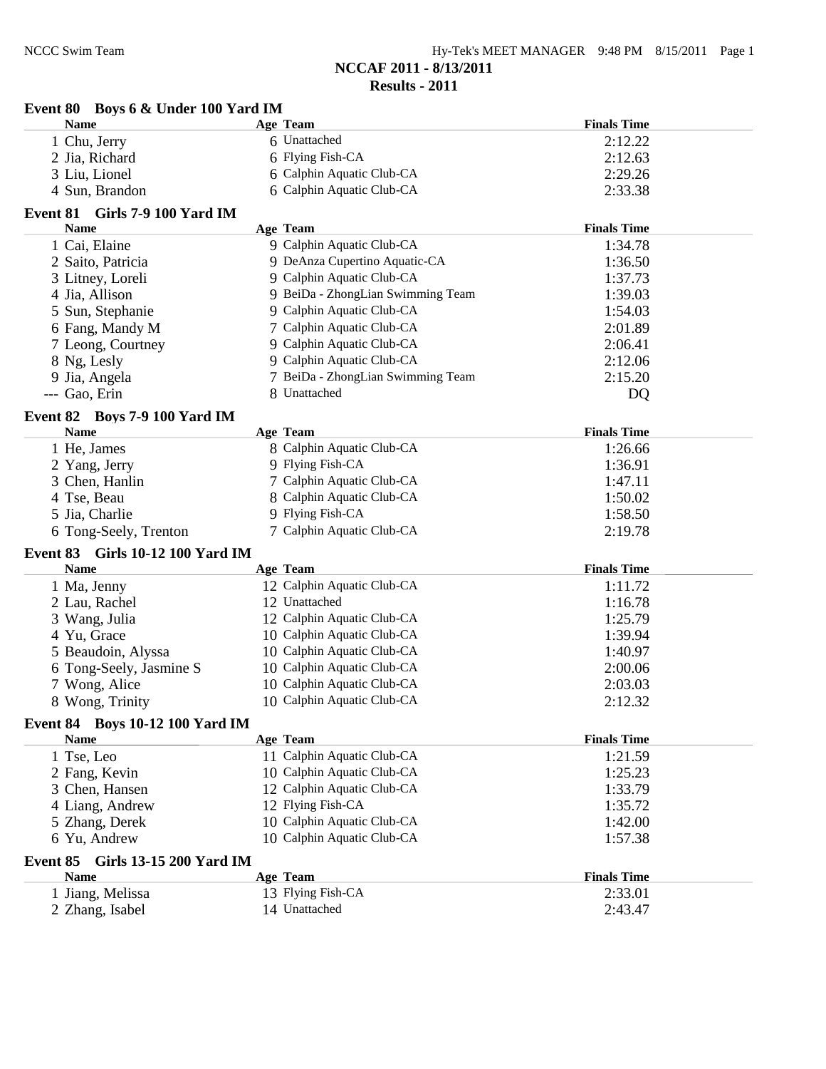# NCCAF 2011 - 8/13/2011

## Results - 2011

### Event 80 Boys 6 & Under 100 Yard IM

| | Name | Age | Team | Finals Time |
|---|---|---|---|---|
| 1 | Chu, Jerry | 6 | Unattached | 2:12.22 |
| 2 | Jia, Richard | 6 | Flying Fish-CA | 2:12.63 |
| 3 | Liu, Lionel | 6 | Calphin Aquatic Club-CA | 2:29.26 |
| 4 | Sun, Brandon | 6 | Calphin Aquatic Club-CA | 2:33.38 |

### Event 81 Girls 7-9 100 Yard IM

| | Name | Age | Team | Finals Time |
|---|---|---|---|---|
| 1 | Cai, Elaine | 9 | Calphin Aquatic Club-CA | 1:34.78 |
| 2 | Saito, Patricia | 9 | DeAnza Cupertino Aquatic-CA | 1:36.50 |
| 3 | Litney, Loreli | 9 | Calphin Aquatic Club-CA | 1:37.73 |
| 4 | Jia, Allison | 9 | BeiDa - ZhongLian Swimming Team | 1:39.03 |
| 5 | Sun, Stephanie | 9 | Calphin Aquatic Club-CA | 1:54.03 |
| 6 | Fang, Mandy M | 7 | Calphin Aquatic Club-CA | 2:01.89 |
| 7 | Leong, Courtney | 9 | Calphin Aquatic Club-CA | 2:06.41 |
| 8 | Ng, Lesly | 9 | Calphin Aquatic Club-CA | 2:12.06 |
| 9 | Jia, Angela | 7 | BeiDa - ZhongLian Swimming Team | 2:15.20 |
| --- | Gao, Erin | 8 | Unattached | DQ |

### Event 82 Boys 7-9 100 Yard IM

| | Name | Age | Team | Finals Time |
|---|---|---|---|---|
| 1 | He, James | 8 | Calphin Aquatic Club-CA | 1:26.66 |
| 2 | Yang, Jerry | 9 | Flying Fish-CA | 1:36.91 |
| 3 | Chen, Hanlin | 7 | Calphin Aquatic Club-CA | 1:47.11 |
| 4 | Tse, Beau | 8 | Calphin Aquatic Club-CA | 1:50.02 |
| 5 | Jia, Charlie | 9 | Flying Fish-CA | 1:58.50 |
| 6 | Tong-Seely, Trenton | 7 | Calphin Aquatic Club-CA | 2:19.78 |

### Event 83 Girls 10-12 100 Yard IM

| | Name | Age | Team | Finals Time |
|---|---|---|---|---|
| 1 | Ma, Jenny | 12 | Calphin Aquatic Club-CA | 1:11.72 |
| 2 | Lau, Rachel | 12 | Unattached | 1:16.78 |
| 3 | Wang, Julia | 12 | Calphin Aquatic Club-CA | 1:25.79 |
| 4 | Yu, Grace | 10 | Calphin Aquatic Club-CA | 1:39.94 |
| 5 | Beaudoin, Alyssa | 10 | Calphin Aquatic Club-CA | 1:40.97 |
| 6 | Tong-Seely, Jasmine S | 10 | Calphin Aquatic Club-CA | 2:00.06 |
| 7 | Wong, Alice | 10 | Calphin Aquatic Club-CA | 2:03.03 |
| 8 | Wong, Trinity | 10 | Calphin Aquatic Club-CA | 2:12.32 |

### Event 84 Boys 10-12 100 Yard IM

| | Name | Age | Team | Finals Time |
|---|---|---|---|---|
| 1 | Tse, Leo | 11 | Calphin Aquatic Club-CA | 1:21.59 |
| 2 | Fang, Kevin | 10 | Calphin Aquatic Club-CA | 1:25.23 |
| 3 | Chen, Hansen | 12 | Calphin Aquatic Club-CA | 1:33.79 |
| 4 | Liang, Andrew | 12 | Flying Fish-CA | 1:35.72 |
| 5 | Zhang, Derek | 10 | Calphin Aquatic Club-CA | 1:42.00 |
| 6 | Yu, Andrew | 10 | Calphin Aquatic Club-CA | 1:57.38 |

### Event 85 Girls 13-15 200 Yard IM

| | Name | Age | Team | Finals Time |
|---|---|---|---|---|
| 1 | Jiang, Melissa | 13 | Flying Fish-CA | 2:33.01 |
| 2 | Zhang, Isabel | 14 | Unattached | 2:43.47 |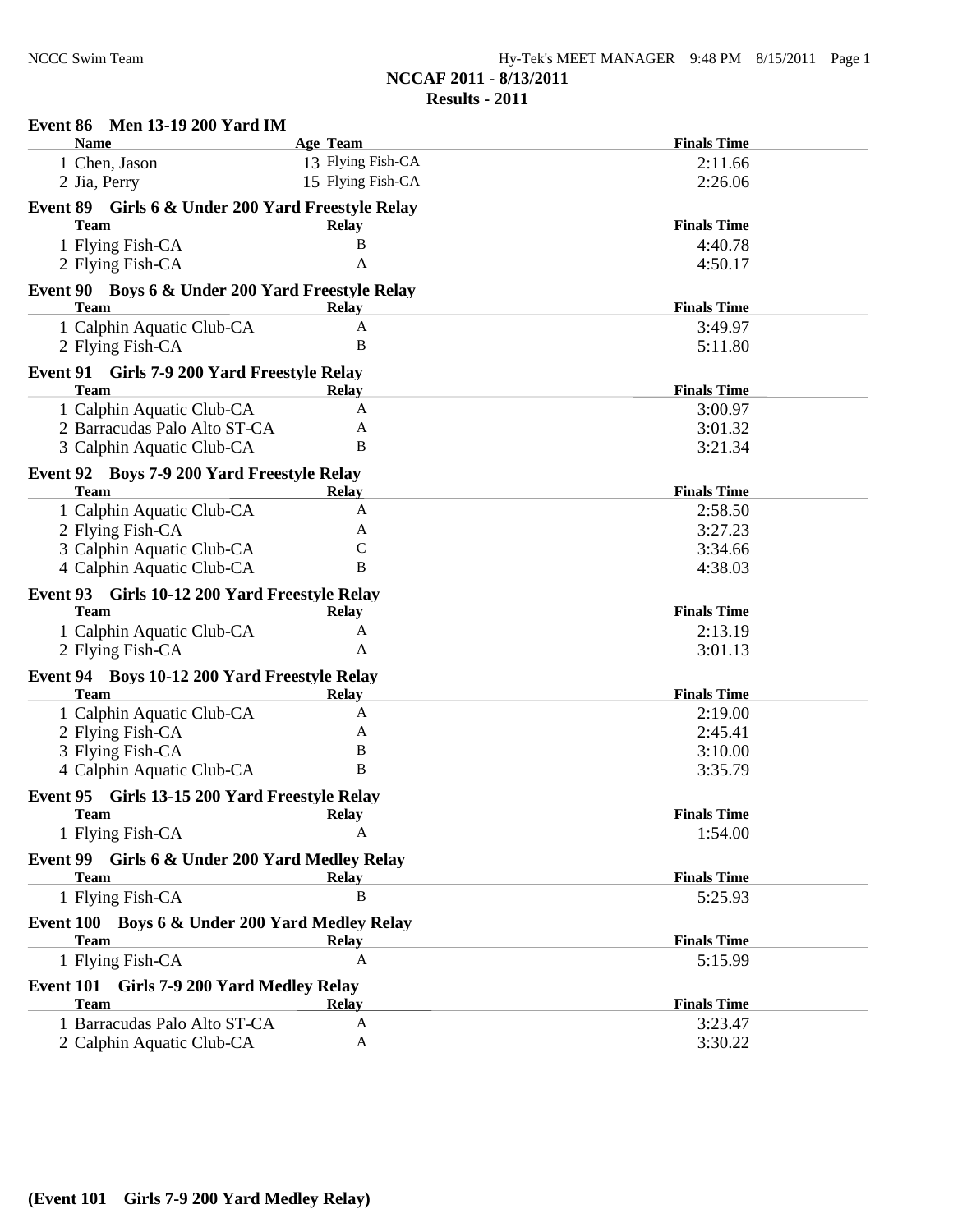# NCCAF 2011 - 8/13/2011

## Results - 2011

### Event 86 Men 13-19 200 Yard IM

| Name | Age | Team | Finals Time |
|---|---|---|---|
| 1 Chen, Jason | 13 | Flying Fish-CA | 2:11.66 |
| 2 Jia, Perry | 15 | Flying Fish-CA | 2:26.06 |

### Event 89 Girls 6 & Under 200 Yard Freestyle Relay

| Team | Relay | Finals Time |
|---|---|---|
| 1 Flying Fish-CA | B | 4:40.78 |
| 2 Flying Fish-CA | A | 4:50.17 |

### Event 90 Boys 6 & Under 200 Yard Freestyle Relay

| Team | Relay | Finals Time |
|---|---|---|
| 1 Calphin Aquatic Club-CA | A | 3:49.97 |
| 2 Flying Fish-CA | B | 5:11.80 |

### Event 91 Girls 7-9 200 Yard Freestyle Relay

| Team | Relay | Finals Time |
|---|---|---|
| 1 Calphin Aquatic Club-CA | A | 3:00.97 |
| 2 Barracudas Palo Alto ST-CA | A | 3:01.32 |
| 3 Calphin Aquatic Club-CA | B | 3:21.34 |

### Event 92 Boys 7-9 200 Yard Freestyle Relay

| Team | Relay | Finals Time |
|---|---|---|
| 1 Calphin Aquatic Club-CA | A | 2:58.50 |
| 2 Flying Fish-CA | A | 3:27.23 |
| 3 Calphin Aquatic Club-CA | C | 3:34.66 |
| 4 Calphin Aquatic Club-CA | B | 4:38.03 |

### Event 93 Girls 10-12 200 Yard Freestyle Relay

| Team | Relay | Finals Time |
|---|---|---|
| 1 Calphin Aquatic Club-CA | A | 2:13.19 |
| 2 Flying Fish-CA | A | 3:01.13 |

### Event 94 Boys 10-12 200 Yard Freestyle Relay

| Team | Relay | Finals Time |
|---|---|---|
| 1 Calphin Aquatic Club-CA | A | 2:19.00 |
| 2 Flying Fish-CA | A | 2:45.41 |
| 3 Flying Fish-CA | B | 3:10.00 |
| 4 Calphin Aquatic Club-CA | B | 3:35.79 |

### Event 95 Girls 13-15 200 Yard Freestyle Relay

| Team | Relay | Finals Time |
|---|---|---|
| 1 Flying Fish-CA | A | 1:54.00 |

### Event 99 Girls 6 & Under 200 Yard Medley Relay

| Team | Relay | Finals Time |
|---|---|---|
| 1 Flying Fish-CA | B | 5:25.93 |

### Event 100 Boys 6 & Under 200 Yard Medley Relay

| Team | Relay | Finals Time |
|---|---|---|
| 1 Flying Fish-CA | A | 5:15.99 |

### Event 101 Girls 7-9 200 Yard Medley Relay

| Team | Relay | Finals Time |
|---|---|---|
| 1 Barracudas Palo Alto ST-CA | A | 3:23.47 |
| 2 Calphin Aquatic Club-CA | A | 3:30.22 |

**(Event 101 Girls 7-9 200 Yard Medley Relay)**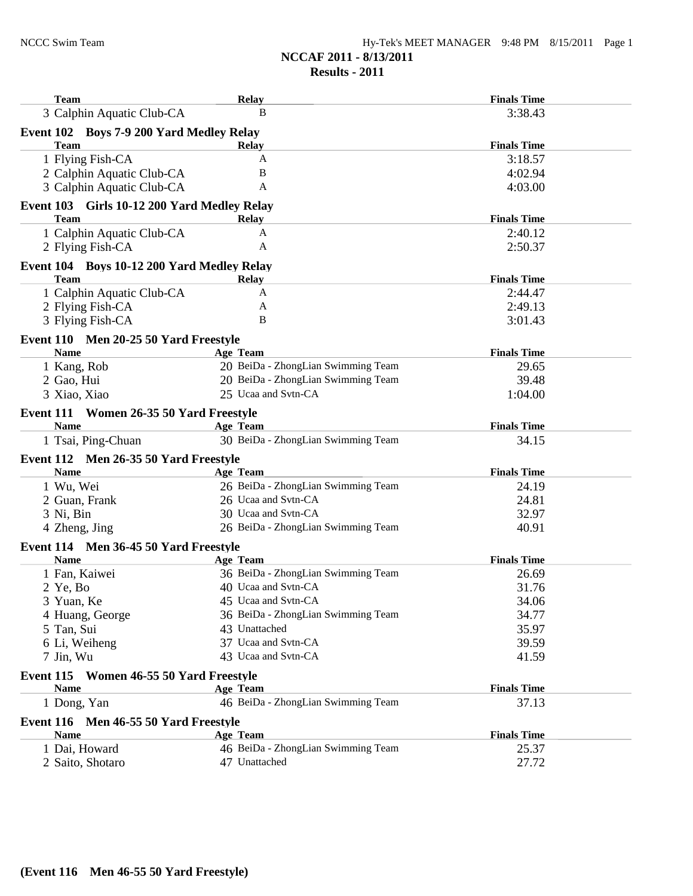## NCCAF 2011 - 8/13/2011
## Results - 2011

| Team | Relay | Finals Time |
|---|---|---|
| 3 Calphin Aquatic Club-CA | B | 3:38.43 |

### Event 102 Boys 7-9 200 Yard Medley Relay

| Team | Relay | Finals Time |
|---|---|---|
| 1 Flying Fish-CA | A | 3:18.57 |
| 2 Calphin Aquatic Club-CA | B | 4:02.94 |
| 3 Calphin Aquatic Club-CA | A | 4:03.00 |

### Event 103 Girls 10-12 200 Yard Medley Relay

| Team | Relay | Finals Time |
|---|---|---|
| 1 Calphin Aquatic Club-CA | A | 2:40.12 |
| 2 Flying Fish-CA | A | 2:50.37 |

### Event 104 Boys 10-12 200 Yard Medley Relay

| Team | Relay | Finals Time |
|---|---|---|
| 1 Calphin Aquatic Club-CA | A | 2:44.47 |
| 2 Flying Fish-CA | A | 2:49.13 |
| 3 Flying Fish-CA | B | 3:01.43 |

### Event 110 Men 20-25 50 Yard Freestyle

| Name | Age | Team | Finals Time |
|---|---|---|---|
| 1 Kang, Rob | 20 | BeiDa - ZhongLian Swimming Team | 29.65 |
| 2 Gao, Hui | 20 | BeiDa - ZhongLian Swimming Team | 39.48 |
| 3 Xiao, Xiao | 25 | Ucaa and Svtn-CA | 1:04.00 |

### Event 111 Women 26-35 50 Yard Freestyle

| Name | Age | Team | Finals Time |
|---|---|---|---|
| 1 Tsai, Ping-Chuan | 30 | BeiDa - ZhongLian Swimming Team | 34.15 |

### Event 112 Men 26-35 50 Yard Freestyle

| Name | Age | Team | Finals Time |
|---|---|---|---|
| 1 Wu, Wei | 26 | BeiDa - ZhongLian Swimming Team | 24.19 |
| 2 Guan, Frank | 26 | Ucaa and Svtn-CA | 24.81 |
| 3 Ni, Bin | 30 | Ucaa and Svtn-CA | 32.97 |
| 4 Zheng, Jing | 26 | BeiDa - ZhongLian Swimming Team | 40.91 |

### Event 114 Men 36-45 50 Yard Freestyle

| Name | Age | Team | Finals Time |
|---|---|---|---|
| 1 Fan, Kaiwei | 36 | BeiDa - ZhongLian Swimming Team | 26.69 |
| 2 Ye, Bo | 40 | Ucaa and Svtn-CA | 31.76 |
| 3 Yuan, Ke | 45 | Ucaa and Svtn-CA | 34.06 |
| 4 Huang, George | 36 | BeiDa - ZhongLian Swimming Team | 34.77 |
| 5 Tan, Sui | 43 | Unattached | 35.97 |
| 6 Li, Weiheng | 37 | Ucaa and Svtn-CA | 39.59 |
| 7 Jin, Wu | 43 | Ucaa and Svtn-CA | 41.59 |

### Event 115 Women 46-55 50 Yard Freestyle

| Name | Age | Team | Finals Time |
|---|---|---|---|
| 1 Dong, Yan | 46 | BeiDa - ZhongLian Swimming Team | 37.13 |

### Event 116 Men 46-55 50 Yard Freestyle

| Name | Age | Team | Finals Time |
|---|---|---|---|
| 1 Dai, Howard | 46 | BeiDa - ZhongLian Swimming Team | 25.37 |
| 2 Saito, Shotaro | 47 | Unattached | 27.72 |

**(Event 116 Men 46-55 50 Yard Freestyle)**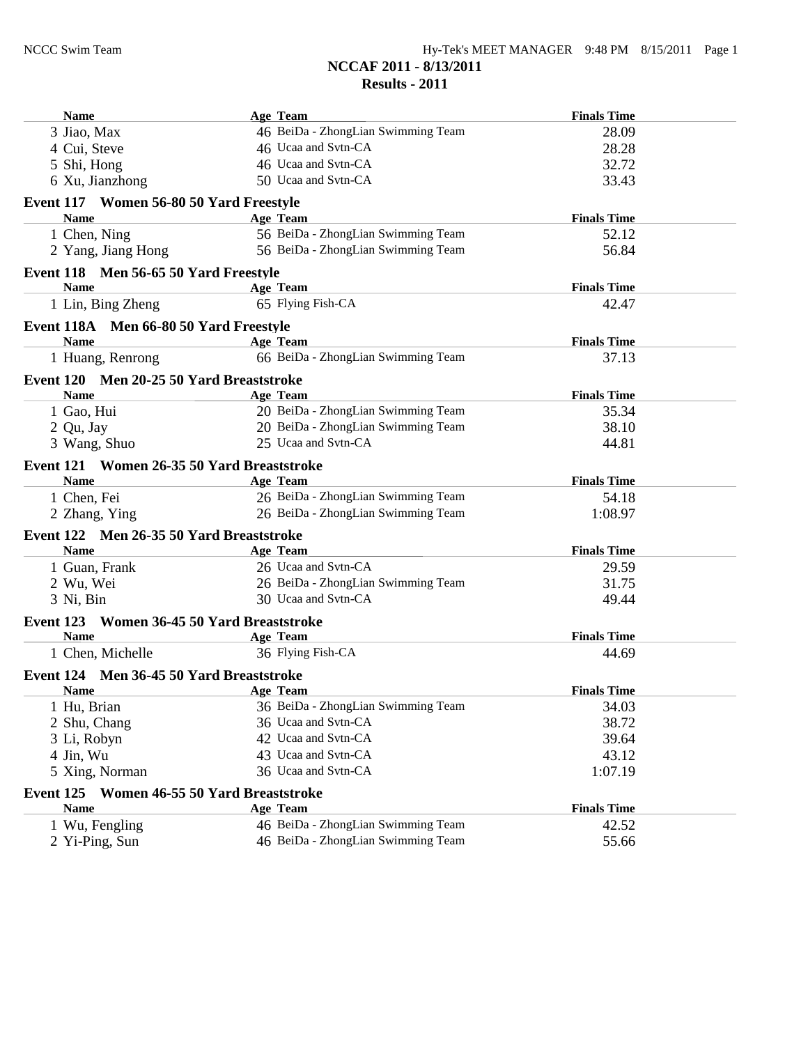**NCCAF 2011 - 8/13/2011**

**Results - 2011**

| Name | Age | Team | Finals Time |
|---|---|---|---|
| 3 Jiao, Max | 46 | BeiDa - ZhongLian Swimming Team | 28.09 |
| 4 Cui, Steve | 46 | Ucaa and Svtn-CA | 28.28 |
| 5 Shi, Hong | 46 | Ucaa and Svtn-CA | 32.72 |
| 6 Xu, Jianzhong | 50 | Ucaa and Svtn-CA | 33.43 |

### Event 117 Women 56-80 50 Yard Freestyle

| Name | Age | Team | Finals Time |
|---|---|---|---|
| 1 Chen, Ning | 56 | BeiDa - ZhongLian Swimming Team | 52.12 |
| 2 Yang, Jiang Hong | 56 | BeiDa - ZhongLian Swimming Team | 56.84 |

### Event 118 Men 56-65 50 Yard Freestyle

| Name | Age | Team | Finals Time |
|---|---|---|---|
| 1 Lin, Bing Zheng | 65 | Flying Fish-CA | 42.47 |

### Event 118A Men 66-80 50 Yard Freestyle

| Name | Age | Team | Finals Time |
|---|---|---|---|
| 1 Huang, Renrong | 66 | BeiDa - ZhongLian Swimming Team | 37.13 |

### Event 120 Men 20-25 50 Yard Breaststroke

| Name | Age | Team | Finals Time |
|---|---|---|---|
| 1 Gao, Hui | 20 | BeiDa - ZhongLian Swimming Team | 35.34 |
| 2 Qu, Jay | 20 | BeiDa - ZhongLian Swimming Team | 38.10 |
| 3 Wang, Shuo | 25 | Ucaa and Svtn-CA | 44.81 |

### Event 121 Women 26-35 50 Yard Breaststroke

| Name | Age | Team | Finals Time |
|---|---|---|---|
| 1 Chen, Fei | 26 | BeiDa - ZhongLian Swimming Team | 54.18 |
| 2 Zhang, Ying | 26 | BeiDa - ZhongLian Swimming Team | 1:08.97 |

### Event 122 Men 26-35 50 Yard Breaststroke

| Name | Age | Team | Finals Time |
|---|---|---|---|
| 1 Guan, Frank | 26 | Ucaa and Svtn-CA | 29.59 |
| 2 Wu, Wei | 26 | BeiDa - ZhongLian Swimming Team | 31.75 |
| 3 Ni, Bin | 30 | Ucaa and Svtn-CA | 49.44 |

### Event 123 Women 36-45 50 Yard Breaststroke

| Name | Age | Team | Finals Time |
|---|---|---|---|
| 1 Chen, Michelle | 36 | Flying Fish-CA | 44.69 |

### Event 124 Men 36-45 50 Yard Breaststroke

| Name | Age | Team | Finals Time |
|---|---|---|---|
| 1 Hu, Brian | 36 | BeiDa - ZhongLian Swimming Team | 34.03 |
| 2 Shu, Chang | 36 | Ucaa and Svtn-CA | 38.72 |
| 3 Li, Robyn | 42 | Ucaa and Svtn-CA | 39.64 |
| 4 Jin, Wu | 43 | Ucaa and Svtn-CA | 43.12 |
| 5 Xing, Norman | 36 | Ucaa and Svtn-CA | 1:07.19 |

### Event 125 Women 46-55 50 Yard Breaststroke

| Name | Age | Team | Finals Time |
|---|---|---|---|
| 1 Wu, Fengling | 46 | BeiDa - ZhongLian Swimming Team | 42.52 |
| 2 Yi-Ping, Sun | 46 | BeiDa - ZhongLian Swimming Team | 55.66 |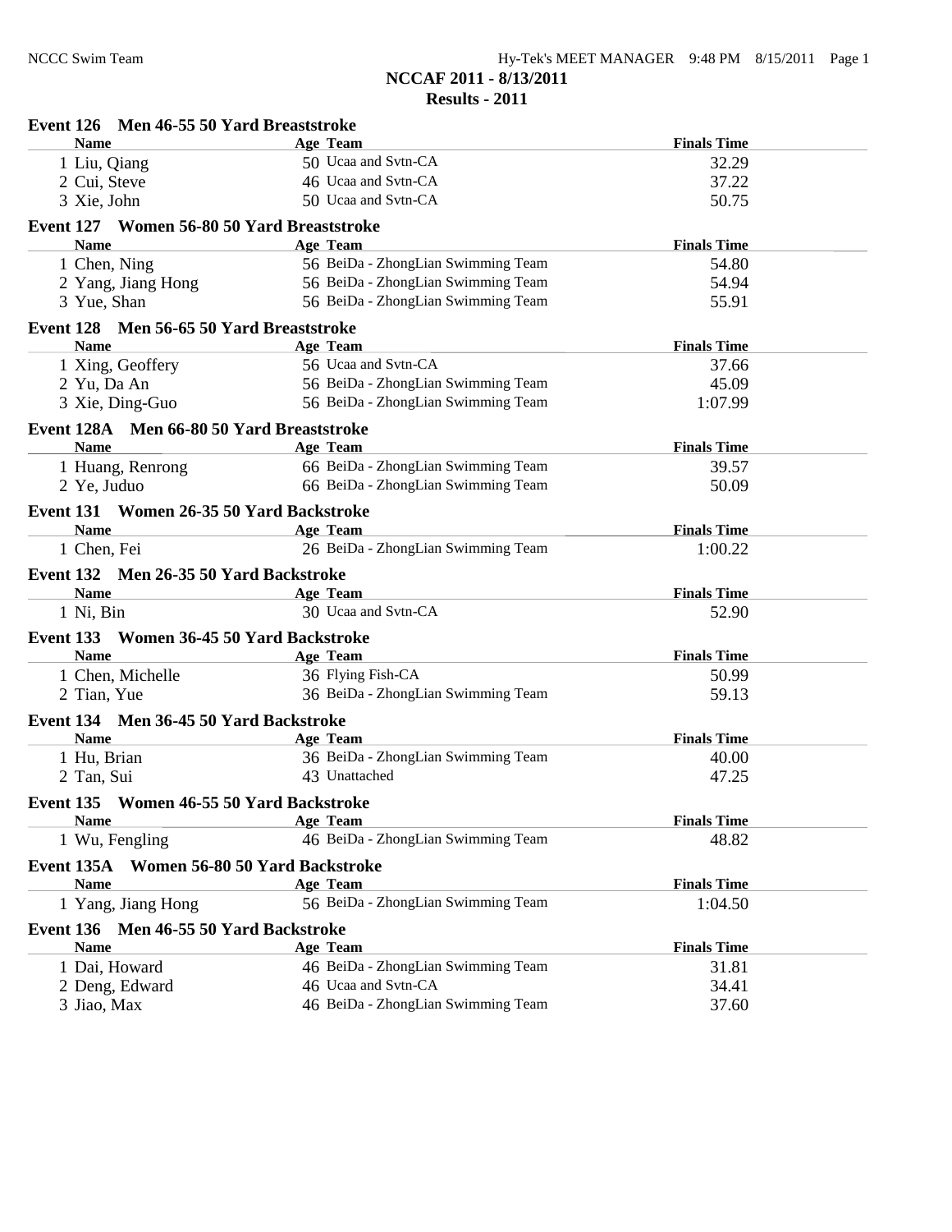# NCCAF 2011 - 8/13/2011

## Results - 2011

### Event 126 Men 46-55 50 Yard Breaststroke

| Name | Age | Team | Finals Time |
|---|---|---|---|
| 1 Liu, Qiang | 50 | Ucaa and Svtn-CA | 32.29 |
| 2 Cui, Steve | 46 | Ucaa and Svtn-CA | 37.22 |
| 3 Xie, John | 50 | Ucaa and Svtn-CA | 50.75 |

### Event 127 Women 56-80 50 Yard Breaststroke

| Name | Age | Team | Finals Time |
|---|---|---|---|
| 1 Chen, Ning | 56 | BeiDa - ZhongLian Swimming Team | 54.80 |
| 2 Yang, Jiang Hong | 56 | BeiDa - ZhongLian Swimming Team | 54.94 |
| 3 Yue, Shan | 56 | BeiDa - ZhongLian Swimming Team | 55.91 |

### Event 128 Men 56-65 50 Yard Breaststroke

| Name | Age | Team | Finals Time |
|---|---|---|---|
| 1 Xing, Geoffery | 56 | Ucaa and Svtn-CA | 37.66 |
| 2 Yu, Da An | 56 | BeiDa - ZhongLian Swimming Team | 45.09 |
| 3 Xie, Ding-Guo | 56 | BeiDa - ZhongLian Swimming Team | 1:07.99 |

### Event 128A Men 66-80 50 Yard Breaststroke

| Name | Age | Team | Finals Time |
|---|---|---|---|
| 1 Huang, Renrong | 66 | BeiDa - ZhongLian Swimming Team | 39.57 |
| 2 Ye, Juduo | 66 | BeiDa - ZhongLian Swimming Team | 50.09 |

### Event 131 Women 26-35 50 Yard Backstroke

| Name | Age | Team | Finals Time |
|---|---|---|---|
| 1 Chen, Fei | 26 | BeiDa - ZhongLian Swimming Team | 1:00.22 |

### Event 132 Men 26-35 50 Yard Backstroke

| Name | Age | Team | Finals Time |
|---|---|---|---|
| 1 Ni, Bin | 30 | Ucaa and Svtn-CA | 52.90 |

### Event 133 Women 36-45 50 Yard Backstroke

| Name | Age | Team | Finals Time |
|---|---|---|---|
| 1 Chen, Michelle | 36 | Flying Fish-CA | 50.99 |
| 2 Tian, Yue | 36 | BeiDa - ZhongLian Swimming Team | 59.13 |

### Event 134 Men 36-45 50 Yard Backstroke

| Name | Age | Team | Finals Time |
|---|---|---|---|
| 1 Hu, Brian | 36 | BeiDa - ZhongLian Swimming Team | 40.00 |
| 2 Tan, Sui | 43 | Unattached | 47.25 |

### Event 135 Women 46-55 50 Yard Backstroke

| Name | Age | Team | Finals Time |
|---|---|---|---|
| 1 Wu, Fengling | 46 | BeiDa - ZhongLian Swimming Team | 48.82 |

### Event 135A Women 56-80 50 Yard Backstroke

| Name | Age | Team | Finals Time |
|---|---|---|---|
| 1 Yang, Jiang Hong | 56 | BeiDa - ZhongLian Swimming Team | 1:04.50 |

### Event 136 Men 46-55 50 Yard Backstroke

| Name | Age | Team | Finals Time |
|---|---|---|---|
| 1 Dai, Howard | 46 | BeiDa - ZhongLian Swimming Team | 31.81 |
| 2 Deng, Edward | 46 | Ucaa and Svtn-CA | 34.41 |
| 3 Jiao, Max | 46 | BeiDa - ZhongLian Swimming Team | 37.60 |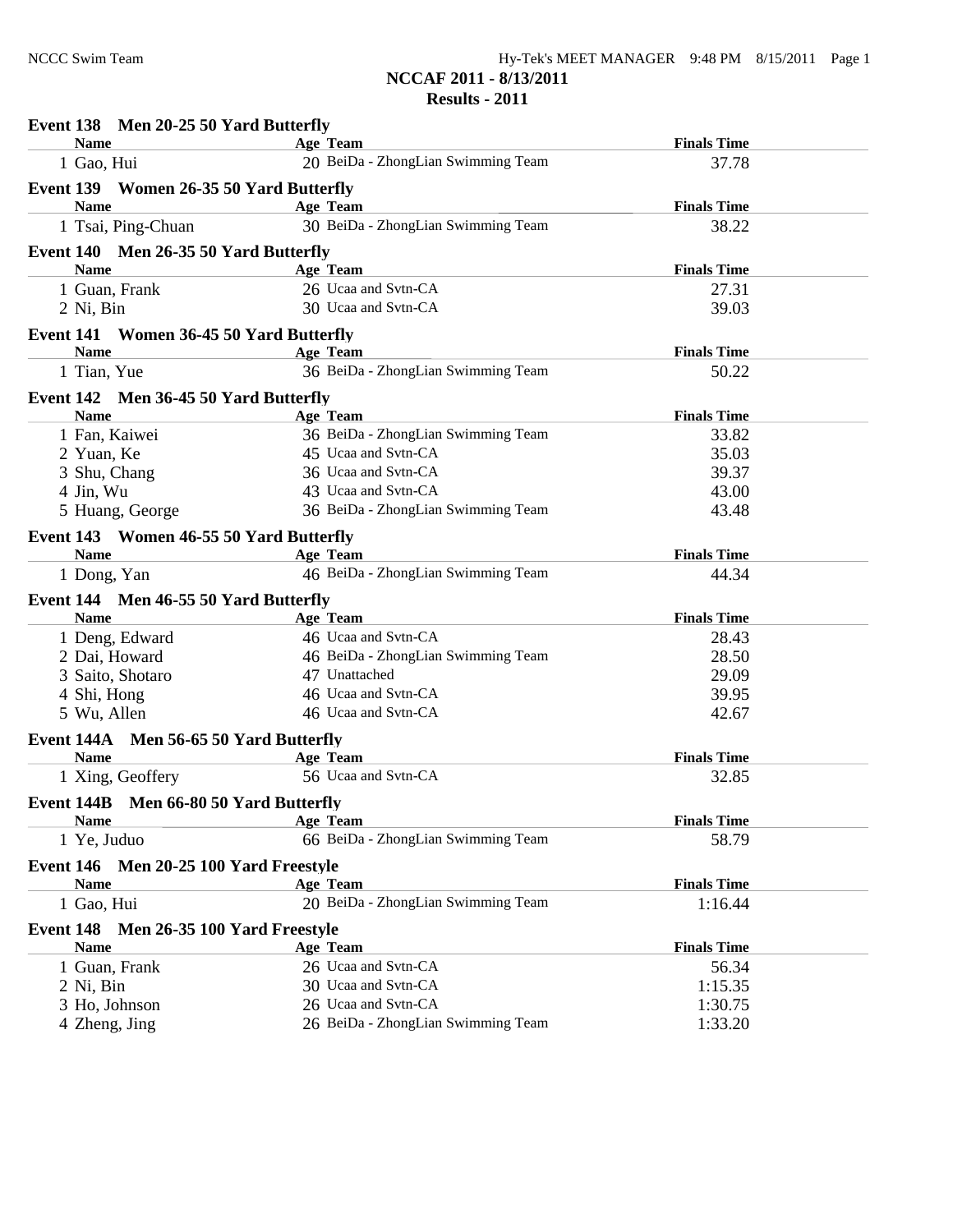# NCCAF 2011 - 8/13/2011

## Results - 2011

### Event 138 Men 20-25 50 Yard Butterfly

| Name | Age | Team | Finals Time |
|---|---|---|---|
| 1 Gao, Hui | 20 | BeiDa - ZhongLian Swimming Team | 37.78 |

### Event 139 Women 26-35 50 Yard Butterfly

| Name | Age | Team | Finals Time |
|---|---|---|---|
| 1 Tsai, Ping-Chuan | 30 | BeiDa - ZhongLian Swimming Team | 38.22 |

### Event 140 Men 26-35 50 Yard Butterfly

| Name | Age | Team | Finals Time |
|---|---|---|---|
| 1 Guan, Frank | 26 | Ucaa and Svtn-CA | 27.31 |
| 2 Ni, Bin | 30 | Ucaa and Svtn-CA | 39.03 |

### Event 141 Women 36-45 50 Yard Butterfly

| Name | Age | Team | Finals Time |
|---|---|---|---|
| 1 Tian, Yue | 36 | BeiDa - ZhongLian Swimming Team | 50.22 |

### Event 142 Men 36-45 50 Yard Butterfly

| Name | Age | Team | Finals Time |
|---|---|---|---|
| 1 Fan, Kaiwei | 36 | BeiDa - ZhongLian Swimming Team | 33.82 |
| 2 Yuan, Ke | 45 | Ucaa and Svtn-CA | 35.03 |
| 3 Shu, Chang | 36 | Ucaa and Svtn-CA | 39.37 |
| 4 Jin, Wu | 43 | Ucaa and Svtn-CA | 43.00 |
| 5 Huang, George | 36 | BeiDa - ZhongLian Swimming Team | 43.48 |

### Event 143 Women 46-55 50 Yard Butterfly

| Name | Age | Team | Finals Time |
|---|---|---|---|
| 1 Dong, Yan | 46 | BeiDa - ZhongLian Swimming Team | 44.34 |

### Event 144 Men 46-55 50 Yard Butterfly

| Name | Age | Team | Finals Time |
|---|---|---|---|
| 1 Deng, Edward | 46 | Ucaa and Svtn-CA | 28.43 |
| 2 Dai, Howard | 46 | BeiDa - ZhongLian Swimming Team | 28.50 |
| 3 Saito, Shotaro | 47 | Unattached | 29.09 |
| 4 Shi, Hong | 46 | Ucaa and Svtn-CA | 39.95 |
| 5 Wu, Allen | 46 | Ucaa and Svtn-CA | 42.67 |

### Event 144A Men 56-65 50 Yard Butterfly

| Name | Age | Team | Finals Time |
|---|---|---|---|
| 1 Xing, Geoffery | 56 | Ucaa and Svtn-CA | 32.85 |

### Event 144B Men 66-80 50 Yard Butterfly

| Name | Age | Team | Finals Time |
|---|---|---|---|
| 1 Ye, Juduo | 66 | BeiDa - ZhongLian Swimming Team | 58.79 |

### Event 146 Men 20-25 100 Yard Freestyle

| Name | Age | Team | Finals Time |
|---|---|---|---|
| 1 Gao, Hui | 20 | BeiDa - ZhongLian Swimming Team | 1:16.44 |

### Event 148 Men 26-35 100 Yard Freestyle

| Name | Age | Team | Finals Time |
|---|---|---|---|
| 1 Guan, Frank | 26 | Ucaa and Svtn-CA | 56.34 |
| 2 Ni, Bin | 30 | Ucaa and Svtn-CA | 1:15.35 |
| 3 Ho, Johnson | 26 | Ucaa and Svtn-CA | 1:30.75 |
| 4 Zheng, Jing | 26 | BeiDa - ZhongLian Swimming Team | 1:33.20 |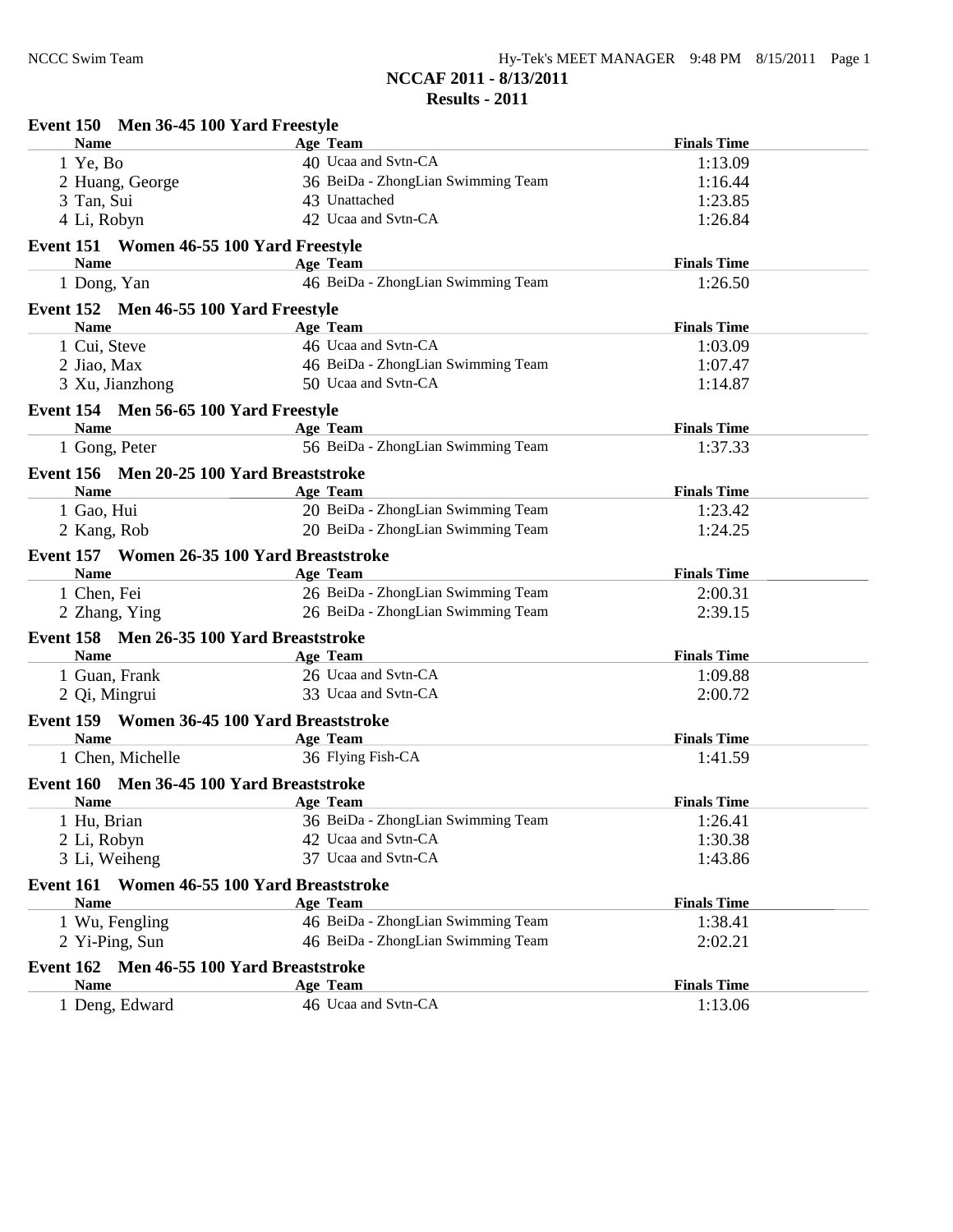## NCCAF 2011 - 8/13/2011
### Results - 2011

**Event 150 Men 36-45 100 Yard Freestyle**

| Name | Age | Team | Finals Time |
|---|---|---|---|
| 1 Ye, Bo | 40 | Ucaa and Svtn-CA | 1:13.09 |
| 2 Huang, George | 36 | BeiDa - ZhongLian Swimming Team | 1:16.44 |
| 3 Tan, Sui | 43 | Unattached | 1:23.85 |
| 4 Li, Robyn | 42 | Ucaa and Svtn-CA | 1:26.84 |

**Event 151 Women 46-55 100 Yard Freestyle**

| Name | Age | Team | Finals Time |
|---|---|---|---|
| 1 Dong, Yan | 46 | BeiDa - ZhongLian Swimming Team | 1:26.50 |

**Event 152 Men 46-55 100 Yard Freestyle**

| Name | Age | Team | Finals Time |
|---|---|---|---|
| 1 Cui, Steve | 46 | Ucaa and Svtn-CA | 1:03.09 |
| 2 Jiao, Max | 46 | BeiDa - ZhongLian Swimming Team | 1:07.47 |
| 3 Xu, Jianzhong | 50 | Ucaa and Svtn-CA | 1:14.87 |

**Event 154 Men 56-65 100 Yard Freestyle**

| Name | Age | Team | Finals Time |
|---|---|---|---|
| 1 Gong, Peter | 56 | BeiDa - ZhongLian Swimming Team | 1:37.33 |

**Event 156 Men 20-25 100 Yard Breaststroke**

| Name | Age | Team | Finals Time |
|---|---|---|---|
| 1 Gao, Hui | 20 | BeiDa - ZhongLian Swimming Team | 1:23.42 |
| 2 Kang, Rob | 20 | BeiDa - ZhongLian Swimming Team | 1:24.25 |

**Event 157 Women 26-35 100 Yard Breaststroke**

| Name | Age | Team | Finals Time |
|---|---|---|---|
| 1 Chen, Fei | 26 | BeiDa - ZhongLian Swimming Team | 2:00.31 |
| 2 Zhang, Ying | 26 | BeiDa - ZhongLian Swimming Team | 2:39.15 |

**Event 158 Men 26-35 100 Yard Breaststroke**

| Name | Age | Team | Finals Time |
|---|---|---|---|
| 1 Guan, Frank | 26 | Ucaa and Svtn-CA | 1:09.88 |
| 2 Qi, Mingrui | 33 | Ucaa and Svtn-CA | 2:00.72 |

**Event 159 Women 36-45 100 Yard Breaststroke**

| Name | Age | Team | Finals Time |
|---|---|---|---|
| 1 Chen, Michelle | 36 | Flying Fish-CA | 1:41.59 |

**Event 160 Men 36-45 100 Yard Breaststroke**

| Name | Age | Team | Finals Time |
|---|---|---|---|
| 1 Hu, Brian | 36 | BeiDa - ZhongLian Swimming Team | 1:26.41 |
| 2 Li, Robyn | 42 | Ucaa and Svtn-CA | 1:30.38 |
| 3 Li, Weiheng | 37 | Ucaa and Svtn-CA | 1:43.86 |

**Event 161 Women 46-55 100 Yard Breaststroke**

| Name | Age | Team | Finals Time |
|---|---|---|---|
| 1 Wu, Fengling | 46 | BeiDa - ZhongLian Swimming Team | 1:38.41 |
| 2 Yi-Ping, Sun | 46 | BeiDa - ZhongLian Swimming Team | 2:02.21 |

**Event 162 Men 46-55 100 Yard Breaststroke**

| Name | Age | Team | Finals Time |
|---|---|---|---|
| 1 Deng, Edward | 46 | Ucaa and Svtn-CA | 1:13.06 |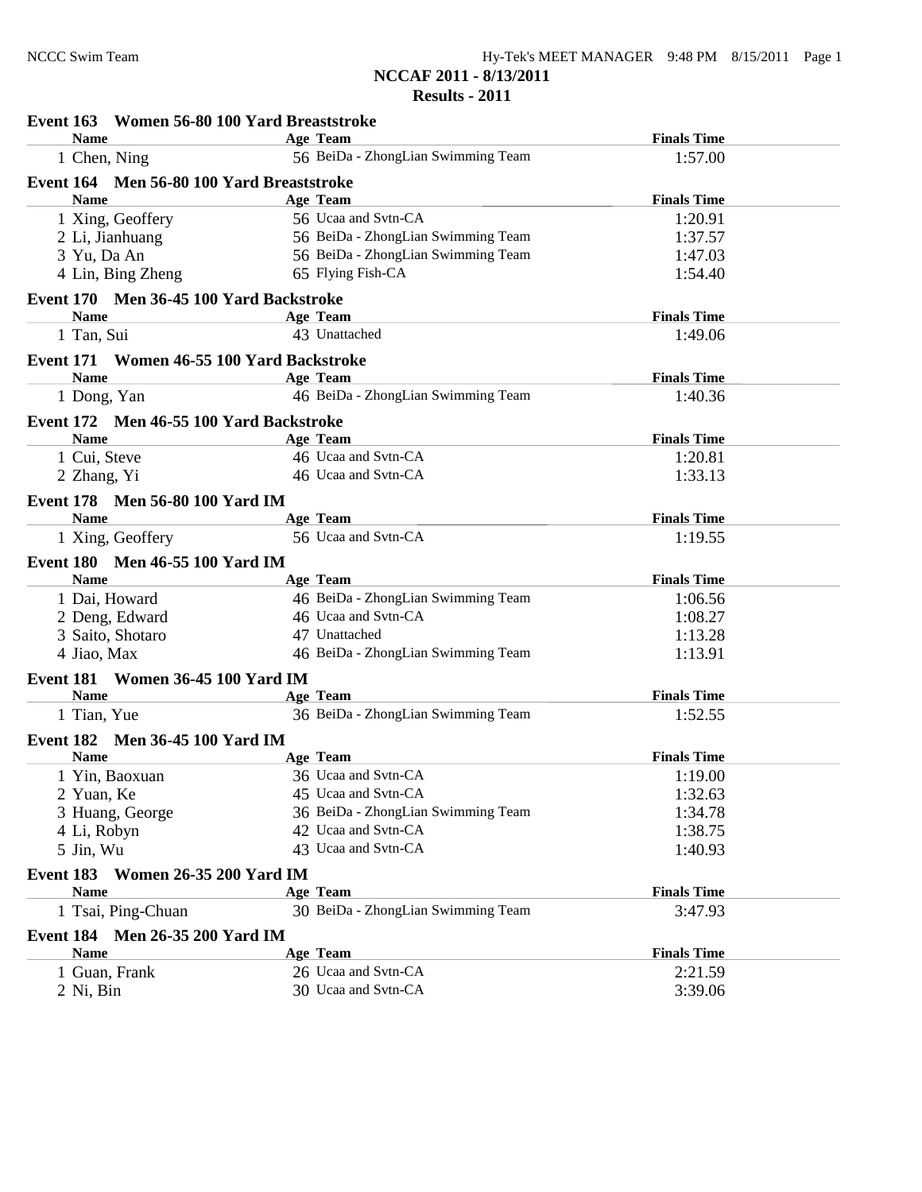## NCCAF 2011 - 8/13/2011

### Results - 2011

**Event 163 Women 56-80 100 Yard Breaststroke**

| Name | Age | Team | Finals Time |
|---|---|---|---|
| 1 Chen, Ning | 56 | BeiDa - ZhongLian Swimming Team | 1:57.00 |

**Event 164 Men 56-80 100 Yard Breaststroke**

| Name | Age | Team | Finals Time |
|---|---|---|---|
| 1 Xing, Geoffery | 56 | Ucaa and Svtn-CA | 1:20.91 |
| 2 Li, Jianhuang | 56 | BeiDa - ZhongLian Swimming Team | 1:37.57 |
| 3 Yu, Da An | 56 | BeiDa - ZhongLian Swimming Team | 1:47.03 |
| 4 Lin, Bing Zheng | 65 | Flying Fish-CA | 1:54.40 |

**Event 170 Men 36-45 100 Yard Backstroke**

| Name | Age | Team | Finals Time |
|---|---|---|---|
| 1 Tan, Sui | 43 | Unattached | 1:49.06 |

**Event 171 Women 46-55 100 Yard Backstroke**

| Name | Age | Team | Finals Time |
|---|---|---|---|
| 1 Dong, Yan | 46 | BeiDa - ZhongLian Swimming Team | 1:40.36 |

**Event 172 Men 46-55 100 Yard Backstroke**

| Name | Age | Team | Finals Time |
|---|---|---|---|
| 1 Cui, Steve | 46 | Ucaa and Svtn-CA | 1:20.81 |
| 2 Zhang, Yi | 46 | Ucaa and Svtn-CA | 1:33.13 |

**Event 178 Men 56-80 100 Yard IM**

| Name | Age | Team | Finals Time |
|---|---|---|---|
| 1 Xing, Geoffery | 56 | Ucaa and Svtn-CA | 1:19.55 |

**Event 180 Men 46-55 100 Yard IM**

| Name | Age | Team | Finals Time |
|---|---|---|---|
| 1 Dai, Howard | 46 | BeiDa - ZhongLian Swimming Team | 1:06.56 |
| 2 Deng, Edward | 46 | Ucaa and Svtn-CA | 1:08.27 |
| 3 Saito, Shotaro | 47 | Unattached | 1:13.28 |
| 4 Jiao, Max | 46 | BeiDa - ZhongLian Swimming Team | 1:13.91 |

**Event 181 Women 36-45 100 Yard IM**

| Name | Age | Team | Finals Time |
|---|---|---|---|
| 1 Tian, Yue | 36 | BeiDa - ZhongLian Swimming Team | 1:52.55 |

**Event 182 Men 36-45 100 Yard IM**

| Name | Age | Team | Finals Time |
|---|---|---|---|
| 1 Yin, Baoxuan | 36 | Ucaa and Svtn-CA | 1:19.00 |
| 2 Yuan, Ke | 45 | Ucaa and Svtn-CA | 1:32.63 |
| 3 Huang, George | 36 | BeiDa - ZhongLian Swimming Team | 1:34.78 |
| 4 Li, Robyn | 42 | Ucaa and Svtn-CA | 1:38.75 |
| 5 Jin, Wu | 43 | Ucaa and Svtn-CA | 1:40.93 |

**Event 183 Women 26-35 200 Yard IM**

| Name | Age | Team | Finals Time |
|---|---|---|---|
| 1 Tsai, Ping-Chuan | 30 | BeiDa - ZhongLian Swimming Team | 3:47.93 |

**Event 184 Men 26-35 200 Yard IM**

| Name | Age | Team | Finals Time |
|---|---|---|---|
| 1 Guan, Frank | 26 | Ucaa and Svtn-CA | 2:21.59 |
| 2 Ni, Bin | 30 | Ucaa and Svtn-CA | 3:39.06 |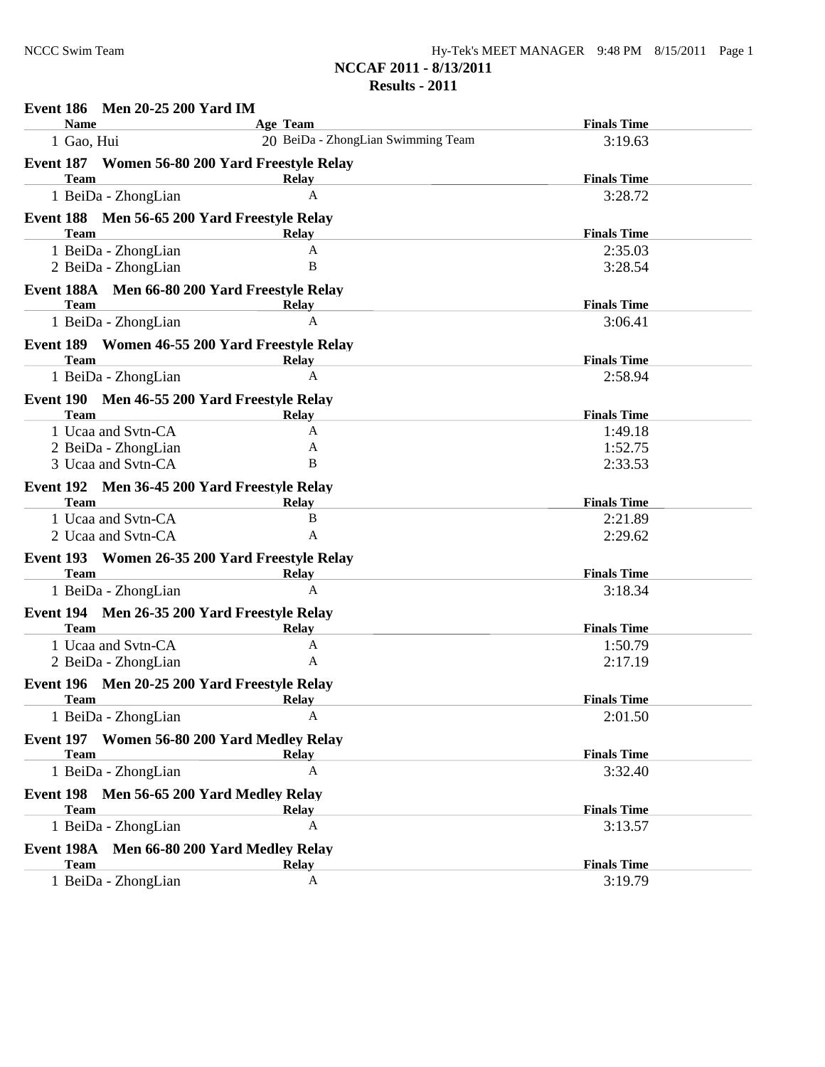# NCCAF 2011 - 8/13/2011
## Results - 2011

### Event 186 Men 20-25 200 Yard IM

| Name | Age | Team | Finals Time |
|---|---|---|---|
| 1 Gao, Hui | 20 | BeiDa - ZhongLian Swimming Team | 3:19.63 |

### Event 187 Women 56-80 200 Yard Freestyle Relay

| Team | Relay | Finals Time |
|---|---|---|
| 1 BeiDa - ZhongLian | A | 3:28.72 |

### Event 188 Men 56-65 200 Yard Freestyle Relay

| Team | Relay | Finals Time |
|---|---|---|
| 1 BeiDa - ZhongLian | A | 2:35.03 |
| 2 BeiDa - ZhongLian | B | 3:28.54 |

### Event 188A Men 66-80 200 Yard Freestyle Relay

| Team | Relay | Finals Time |
|---|---|---|
| 1 BeiDa - ZhongLian | A | 3:06.41 |

### Event 189 Women 46-55 200 Yard Freestyle Relay

| Team | Relay | Finals Time |
|---|---|---|
| 1 BeiDa - ZhongLian | A | 2:58.94 |

### Event 190 Men 46-55 200 Yard Freestyle Relay

| Team | Relay | Finals Time |
|---|---|---|
| 1 Ucaa and Svtn-CA | A | 1:49.18 |
| 2 BeiDa - ZhongLian | A | 1:52.75 |
| 3 Ucaa and Svtn-CA | B | 2:33.53 |

### Event 192 Men 36-45 200 Yard Freestyle Relay

| Team | Relay | Finals Time |
|---|---|---|
| 1 Ucaa and Svtn-CA | B | 2:21.89 |
| 2 Ucaa and Svtn-CA | A | 2:29.62 |

### Event 193 Women 26-35 200 Yard Freestyle Relay

| Team | Relay | Finals Time |
|---|---|---|
| 1 BeiDa - ZhongLian | A | 3:18.34 |

### Event 194 Men 26-35 200 Yard Freestyle Relay

| Team | Relay | Finals Time |
|---|---|---|
| 1 Ucaa and Svtn-CA | A | 1:50.79 |
| 2 BeiDa - ZhongLian | A | 2:17.19 |

### Event 196 Men 20-25 200 Yard Freestyle Relay

| Team | Relay | Finals Time |
|---|---|---|
| 1 BeiDa - ZhongLian | A | 2:01.50 |

### Event 197 Women 56-80 200 Yard Medley Relay

| Team | Relay | Finals Time |
|---|---|---|
| 1 BeiDa - ZhongLian | A | 3:32.40 |

### Event 198 Men 56-65 200 Yard Medley Relay

| Team | Relay | Finals Time |
|---|---|---|
| 1 BeiDa - ZhongLian | A | 3:13.57 |

### Event 198A Men 66-80 200 Yard Medley Relay

| Team | Relay | Finals Time |
|---|---|---|
| 1 BeiDa - ZhongLian | A | 3:19.79 |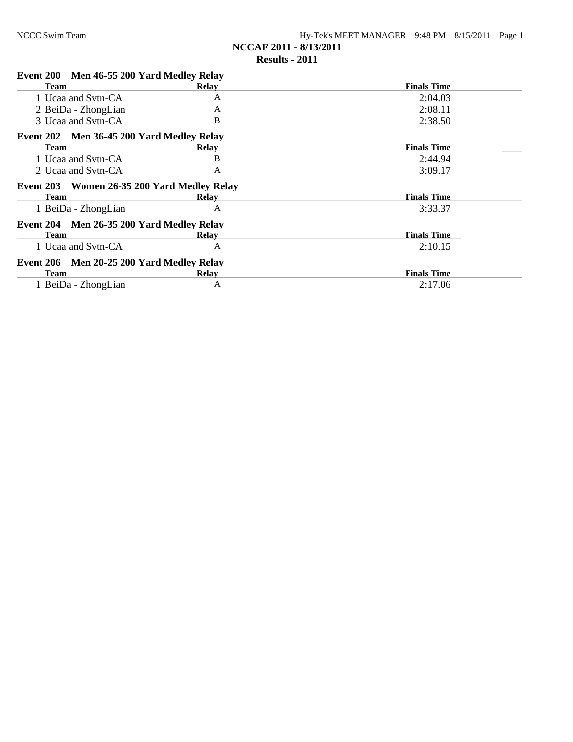## NCCAF 2011 - 8/13/2011

## Results - 2011

### Event 200 Men 46-55 200 Yard Medley Relay

| Team | Relay | Finals Time |
|---|---|---|
| 1 Ucaa and Svtn-CA | A | 2:04.03 |
| 2 BeiDa - ZhongLian | A | 2:08.11 |
| 3 Ucaa and Svtn-CA | B | 2:38.50 |

### Event 202 Men 36-45 200 Yard Medley Relay

| Team | Relay | Finals Time |
|---|---|---|
| 1 Ucaa and Svtn-CA | B | 2:44.94 |
| 2 Ucaa and Svtn-CA | A | 3:09.17 |

### Event 203 Women 26-35 200 Yard Medley Relay

| Team | Relay | Finals Time |
|---|---|---|
| 1 BeiDa - ZhongLian | A | 3:33.37 |

### Event 204 Men 26-35 200 Yard Medley Relay

| Team | Relay | Finals Time |
|---|---|---|
| 1 Ucaa and Svtn-CA | A | 2:10.15 |

### Event 206 Men 20-25 200 Yard Medley Relay

| Team | Relay | Finals Time |
|---|---|---|
| 1 BeiDa - ZhongLian | A | 2:17.06 |